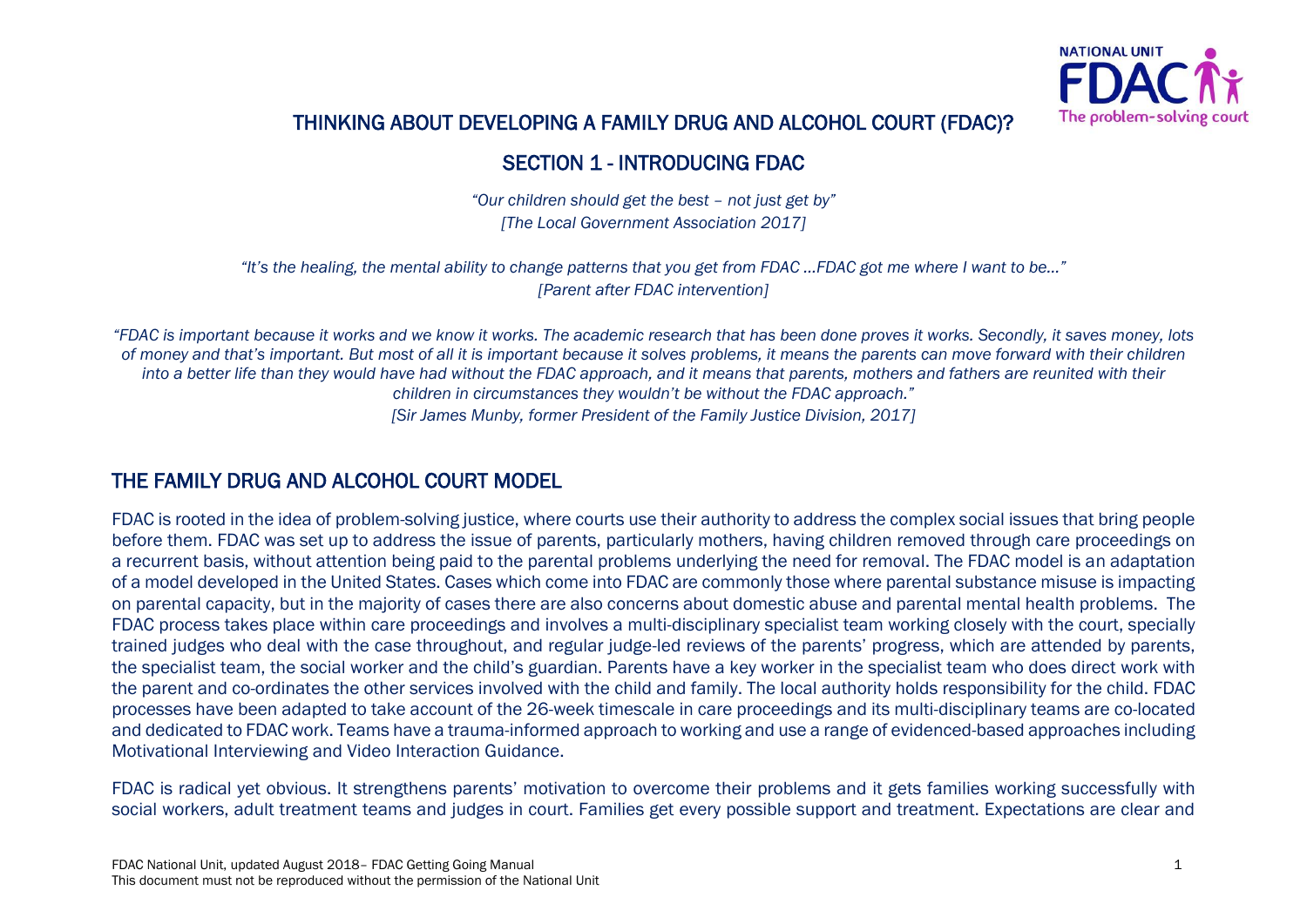# THINKING ABOUT DEVELOPING A FAMILY DRUG AND ALCOHOL COURT (FDAC)?

## SECTION 1 - INTRODUCING FDAC

*"Our children should get the best – not just get by"*
*[The Local Government Association 2017]*

*"It's the healing, the mental ability to change patterns that you get from FDAC …FDAC got me where I want to be…"*
*[Parent after FDAC intervention]*

*"FDAC is important because it works and we know it works. The academic research that has been done proves it works. Secondly, it saves money, lots of money and that's important. But most of all it is important because it solves problems, it means the parents can move forward with their children into a better life than they would have had without the FDAC approach, and it means that parents, mothers and fathers are reunited with their children in circumstances they wouldn't be without the FDAC approach."*
*[Sir James Munby, former President of the Family Justice Division, 2017]*

## THE FAMILY DRUG AND ALCOHOL COURT MODEL

FDAC is rooted in the idea of problem-solving justice, where courts use their authority to address the complex social issues that bring people before them. FDAC was set up to address the issue of parents, particularly mothers, having children removed through care proceedings on a recurrent basis, without attention being paid to the parental problems underlying the need for removal. The FDAC model is an adaptation of a model developed in the United States. Cases which come into FDAC are commonly those where parental substance misuse is impacting on parental capacity, but in the majority of cases there are also concerns about domestic abuse and parental mental health problems. The FDAC process takes place within care proceedings and involves a multi-disciplinary specialist team working closely with the court, specially trained judges who deal with the case throughout, and regular judge-led reviews of the parents' progress, which are attended by parents, the specialist team, the social worker and the child's guardian. Parents have a key worker in the specialist team who does direct work with the parent and co-ordinates the other services involved with the child and family. The local authority holds responsibility for the child. FDAC processes have been adapted to take account of the 26-week timescale in care proceedings and its multi-disciplinary teams are co-located and dedicated to FDAC work. Teams have a trauma-informed approach to working and use a range of evidenced-based approaches including Motivational Interviewing and Video Interaction Guidance.

FDAC is radical yet obvious. It strengthens parents' motivation to overcome their problems and it gets families working successfully with social workers, adult treatment teams and judges in court. Families get every possible support and treatment. Expectations are clear and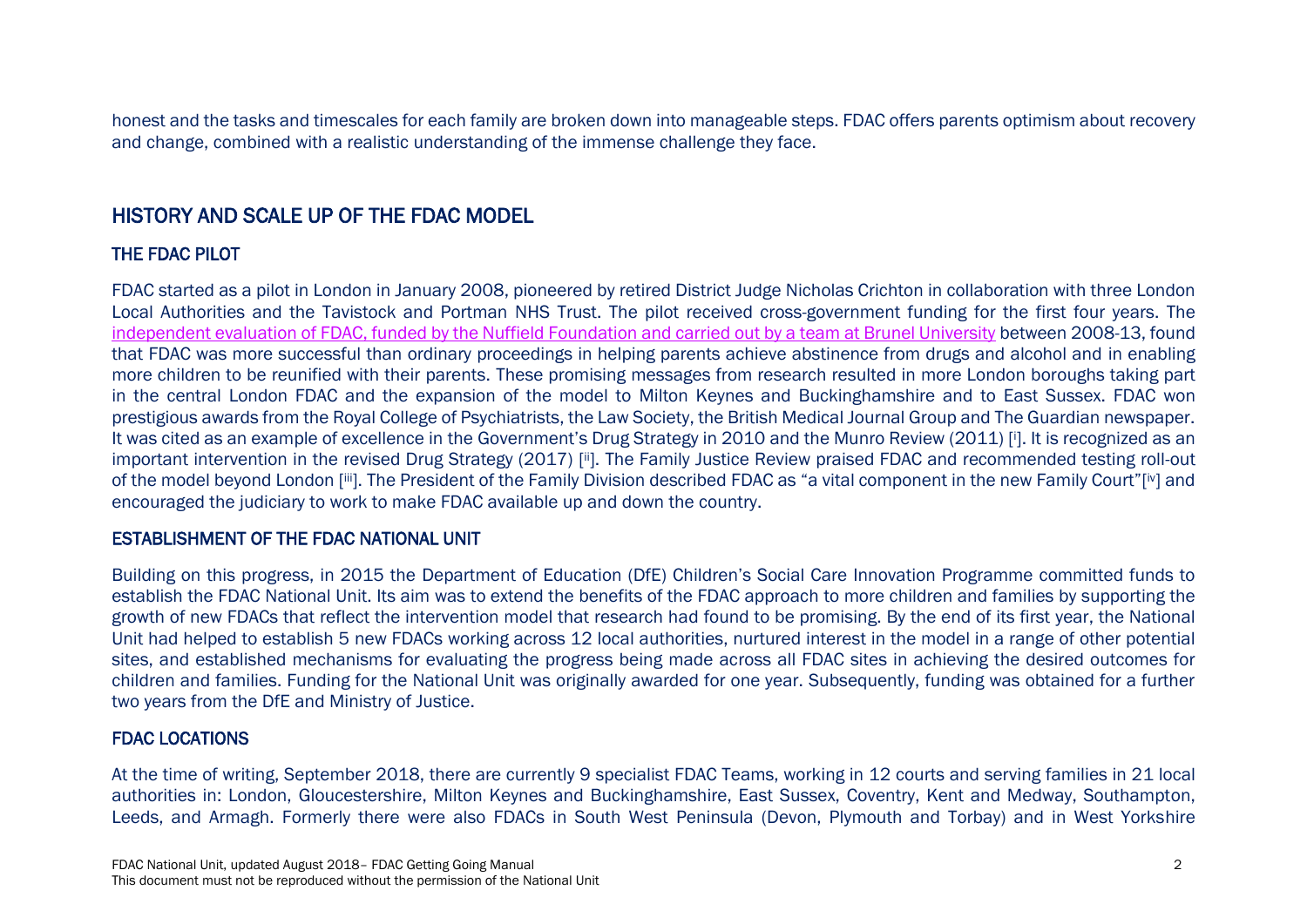honest and the tasks and timescales for each family are broken down into manageable steps. FDAC offers parents optimism about recovery and change, combined with a realistic understanding of the immense challenge they face.

## HISTORY AND SCALE UP OF THE FDAC MODEL

### THE FDAC PILOT

FDAC started as a pilot in London in January 2008, pioneered by retired District Judge Nicholas Crichton in collaboration with three London Local Authorities and the Tavistock and Portman NHS Trust. The pilot received cross-government funding for the first four years. The independent evaluation of FDAC, funded by the Nuffield Foundation and carried out by a team at Brunel University between 2008-13, found that FDAC was more successful than ordinary proceedings in helping parents achieve abstinence from drugs and alcohol and in enabling more children to be reunified with their parents. These promising messages from research resulted in more London boroughs taking part in the central London FDAC and the expansion of the model to Milton Keynes and Buckinghamshire and to East Sussex. FDAC won prestigious awards from the Royal College of Psychiatrists, the Law Society, the British Medical Journal Group and The Guardian newspaper. It was cited as an example of excellence in the Government's Drug Strategy in 2010 and the Munro Review (2011) [i]. It is recognized as an important intervention in the revised Drug Strategy (2017) [ii]. The Family Justice Review praised FDAC and recommended testing roll-out of the model beyond London [iii]. The President of the Family Division described FDAC as "a vital component in the new Family Court"[iv] and encouraged the judiciary to work to make FDAC available up and down the country.

### ESTABLISHMENT OF THE FDAC NATIONAL UNIT

Building on this progress, in 2015 the Department of Education (DfE) Children's Social Care Innovation Programme committed funds to establish the FDAC National Unit. Its aim was to extend the benefits of the FDAC approach to more children and families by supporting the growth of new FDACs that reflect the intervention model that research had found to be promising. By the end of its first year, the National Unit had helped to establish 5 new FDACs working across 12 local authorities, nurtured interest in the model in a range of other potential sites, and established mechanisms for evaluating the progress being made across all FDAC sites in achieving the desired outcomes for children and families. Funding for the National Unit was originally awarded for one year. Subsequently, funding was obtained for a further two years from the DfE and Ministry of Justice.

### FDAC LOCATIONS

At the time of writing, September 2018, there are currently 9 specialist FDAC Teams, working in 12 courts and serving families in 21 local authorities in: London, Gloucestershire, Milton Keynes and Buckinghamshire, East Sussex, Coventry, Kent and Medway, Southampton, Leeds, and Armagh. Formerly there were also FDACs in South West Peninsula (Devon, Plymouth and Torbay) and in West Yorkshire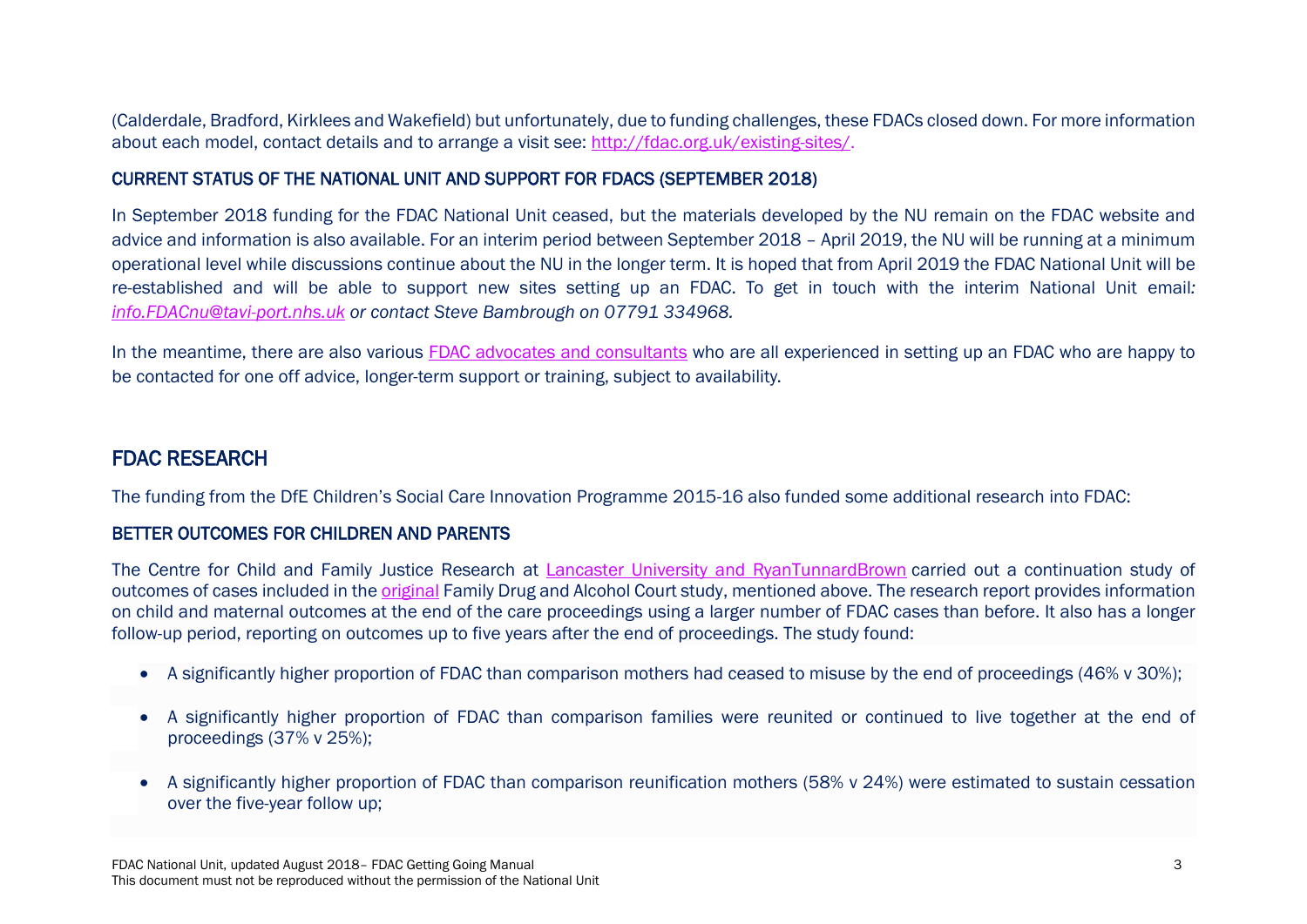(Calderdale, Bradford, Kirklees and Wakefield) but unfortunately, due to funding challenges, these FDACs closed down. For more information about each model, contact details and to arrange a visit see: [http://fdac.org.uk/existing-sites/](http://fdac.org.uk/existing-sites/).

### CURRENT STATUS OF THE NATIONAL UNIT AND SUPPORT FOR FDACS (SEPTEMBER 2018)

In September 2018 funding for the FDAC National Unit ceased, but the materials developed by the NU remain on the FDAC website and advice and information is also available. For an interim period between September 2018 – April 2019, the NU will be running at a minimum operational level while discussions continue about the NU in the longer term. It is hoped that from April 2019 the FDAC National Unit will be re-established and will be able to support new sites setting up an FDAC. To get in touch with the interim National Unit email*: [info.FDACnu@tavi-port.nhs.uk](mailto:info.FDACnu@tavi-port.nhs.uk) or contact Steve Bambrough on 07791 334968.*

In the meantime, there are also various FDAC advocates and consultants who are all experienced in setting up an FDAC who are happy to be contacted for one off advice, longer-term support or training, subject to availability.

## FDAC RESEARCH

The funding from the DfE Children's Social Care Innovation Programme 2015-16 also funded some additional research into FDAC:

### BETTER OUTCOMES FOR CHILDREN AND PARENTS

The Centre for Child and Family Justice Research at Lancaster University and RyanTunnardBrown carried out a continuation study of outcomes of cases included in the original Family Drug and Alcohol Court study, mentioned above. The research report provides information on child and maternal outcomes at the end of the care proceedings using a larger number of FDAC cases than before. It also has a longer follow-up period, reporting on outcomes up to five years after the end of proceedings. The study found:

- A significantly higher proportion of FDAC than comparison mothers had ceased to misuse by the end of proceedings (46% v 30%);
- A significantly higher proportion of FDAC than comparison families were reunited or continued to live together at the end of proceedings (37% v 25%);
- A significantly higher proportion of FDAC than comparison reunification mothers (58% v 24%) were estimated to sustain cessation over the five-year follow up;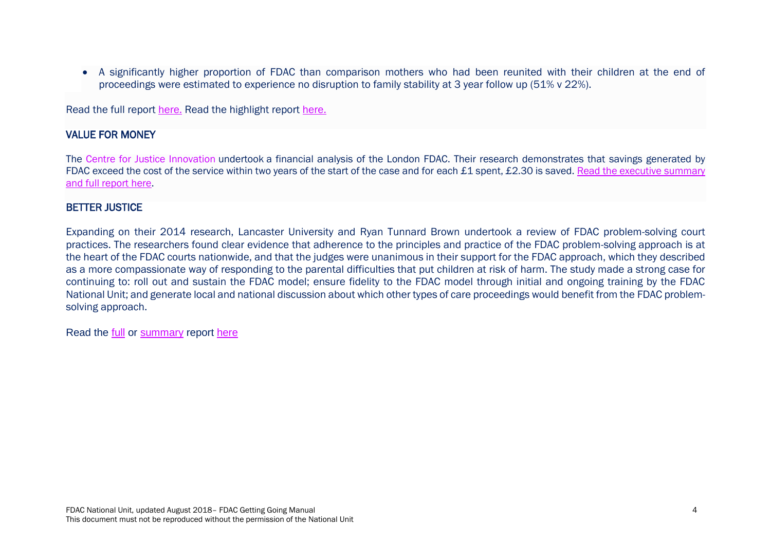- A significantly higher proportion of FDAC than comparison mothers who had been reunited with their children at the end of proceedings were estimated to experience no disruption to family stability at 3 year follow up (51% v 22%).

Read the full report here. Read the highlight report here.

## VALUE FOR MONEY

The Centre for Justice Innovation undertook a financial analysis of the London FDAC. Their research demonstrates that savings generated by FDAC exceed the cost of the service within two years of the start of the case and for each £1 spent, £2.30 is saved. Read the executive summary and full report here.

## BETTER JUSTICE

Expanding on their 2014 research, Lancaster University and Ryan Tunnard Brown undertook a review of FDAC problem-solving court practices. The researchers found clear evidence that adherence to the principles and practice of the FDAC problem-solving approach is at the heart of the FDAC courts nationwide, and that the judges were unanimous in their support for the FDAC approach, which they described as a more compassionate way of responding to the parental difficulties that put children at risk of harm. The study made a strong case for continuing to: roll out and sustain the FDAC model; ensure fidelity to the FDAC model through initial and ongoing training by the FDAC National Unit; and generate local and national discussion about which other types of care proceedings would benefit from the FDAC problem-solving approach.

Read the full or summary report here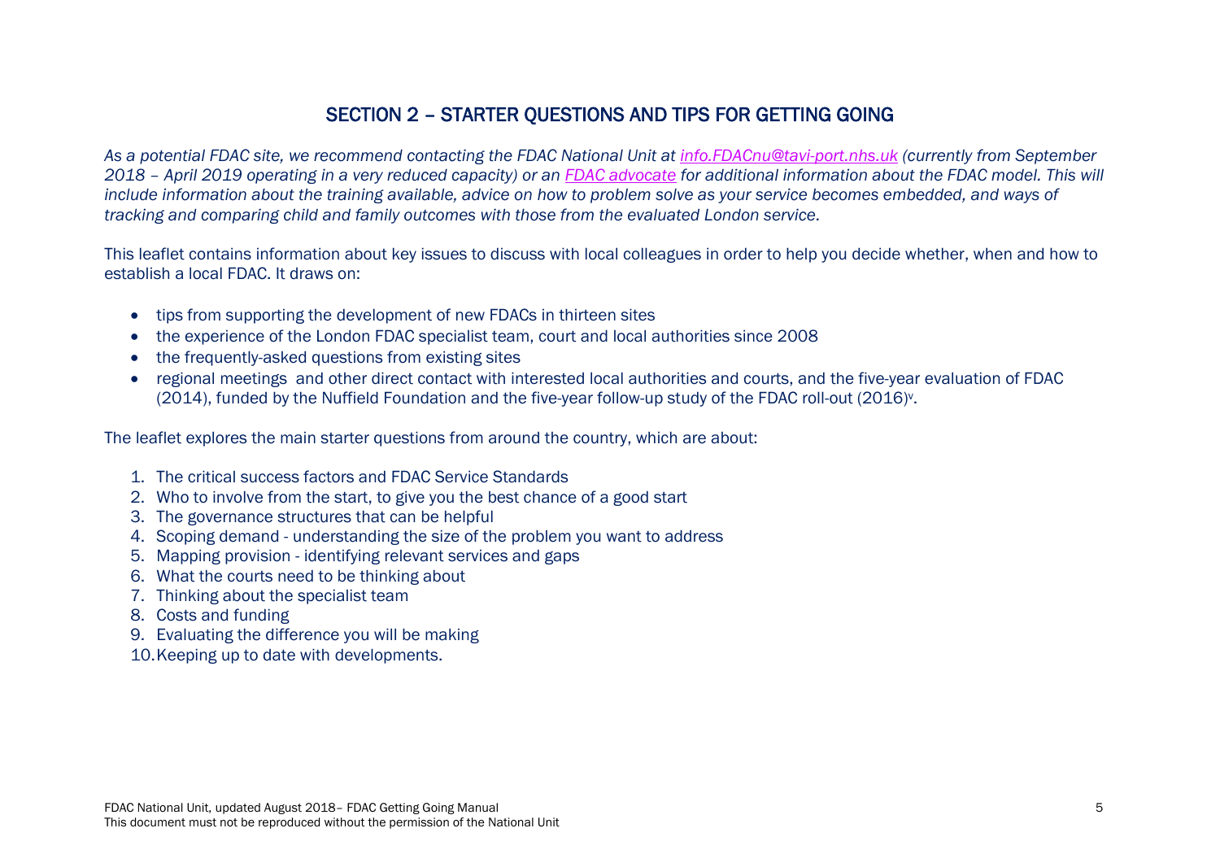## SECTION 2 – STARTER QUESTIONS AND TIPS FOR GETTING GOING

*As a potential FDAC site, we recommend contacting the FDAC National Unit at [info.FDACnu@tavi-port.nhs.uk](mailto:info.FDACnu@tavi-port.nhs.uk) (currently from September 2018 – April 2019 operating in a very reduced capacity) or an FDAC advocate for additional information about the FDAC model. This will include information about the training available, advice on how to problem solve as your service becomes embedded, and ways of tracking and comparing child and family outcomes with those from the evaluated London service.*

This leaflet contains information about key issues to discuss with local colleagues in order to help you decide whether, when and how to establish a local FDAC. It draws on:

- tips from supporting the development of new FDACs in thirteen sites
- the experience of the London FDAC specialist team, court and local authorities since 2008
- the frequently-asked questions from existing sites
- regional meetings and other direct contact with interested local authorities and courts, and the five-year evaluation of FDAC (2014), funded by the Nuffield Foundation and the five-year follow-up study of the FDAC roll-out (2016)[v].

The leaflet explores the main starter questions from around the country, which are about:

1. The critical success factors and FDAC Service Standards
2. Who to involve from the start, to give you the best chance of a good start
3. The governance structures that can be helpful
4. Scoping demand - understanding the size of the problem you want to address
5. Mapping provision - identifying relevant services and gaps
6. What the courts need to be thinking about
7. Thinking about the specialist team
8. Costs and funding
9. Evaluating the difference you will be making
10. Keeping up to date with developments.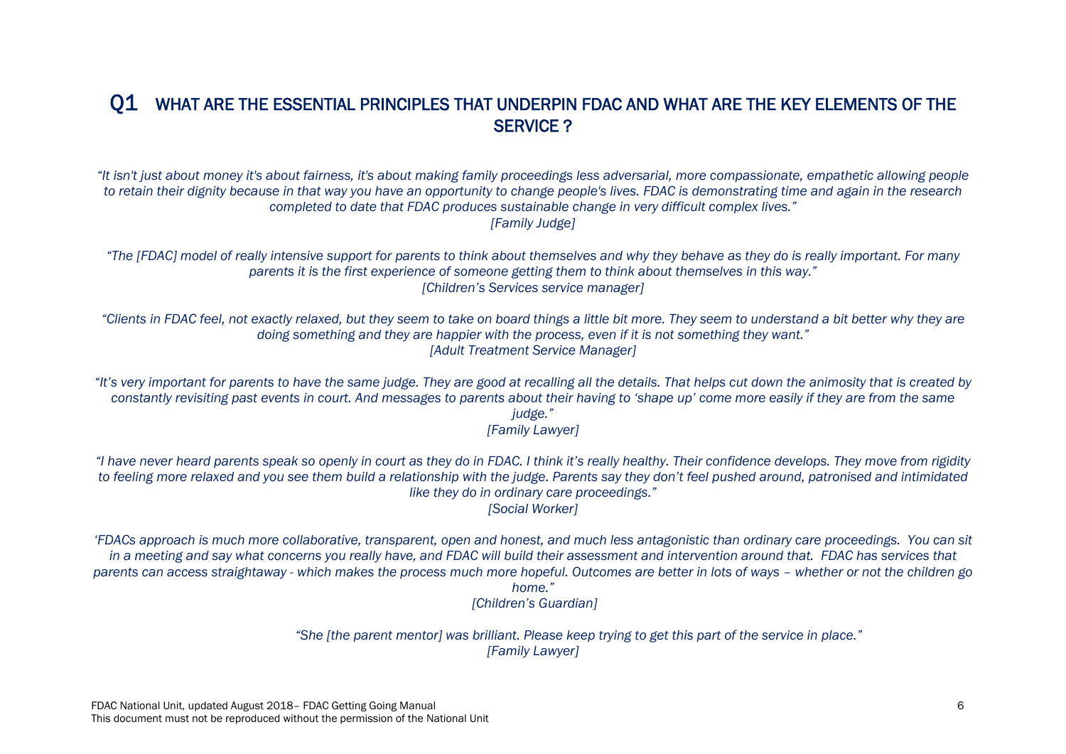## Q1 WHAT ARE THE ESSENTIAL PRINCIPLES THAT UNDERPIN FDAC AND WHAT ARE THE KEY ELEMENTS OF THE SERVICE ?

*"It isn't just about money it's about fairness, it's about making family proceedings less adversarial, more compassionate, empathetic allowing people to retain their dignity because in that way you have an opportunity to change people's lives. FDAC is demonstrating time and again in the research completed to date that FDAC produces sustainable change in very difficult complex lives."*
*[Family Judge]*

*"The [FDAC] model of really intensive support for parents to think about themselves and why they behave as they do is really important. For many parents it is the first experience of someone getting them to think about themselves in this way."*
*[Children's Services service manager]*

*"Clients in FDAC feel, not exactly relaxed, but they seem to take on board things a little bit more. They seem to understand a bit better why they are doing something and they are happier with the process, even if it is not something they want."*
*[Adult Treatment Service Manager]*

*"It's very important for parents to have the same judge. They are good at recalling all the details. That helps cut down the animosity that is created by constantly revisiting past events in court. And messages to parents about their having to 'shape up' come more easily if they are from the same judge."*
*[Family Lawyer]*

*"I have never heard parents speak so openly in court as they do in FDAC. I think it's really healthy. Their confidence develops. They move from rigidity to feeling more relaxed and you see them build a relationship with the judge. Parents say they don't feel pushed around, patronised and intimidated like they do in ordinary care proceedings."*
*[Social Worker]*

*'FDACs approach is much more collaborative, transparent, open and honest, and much less antagonistic than ordinary care proceedings. You can sit in a meeting and say what concerns you really have, and FDAC will build their assessment and intervention around that. FDAC has services that parents can access straightaway - which makes the process much more hopeful. Outcomes are better in lots of ways – whether or not the children go home."*
*[Children's Guardian]*

*"She [the parent mentor] was brilliant. Please keep trying to get this part of the service in place."*
*[Family Lawyer]*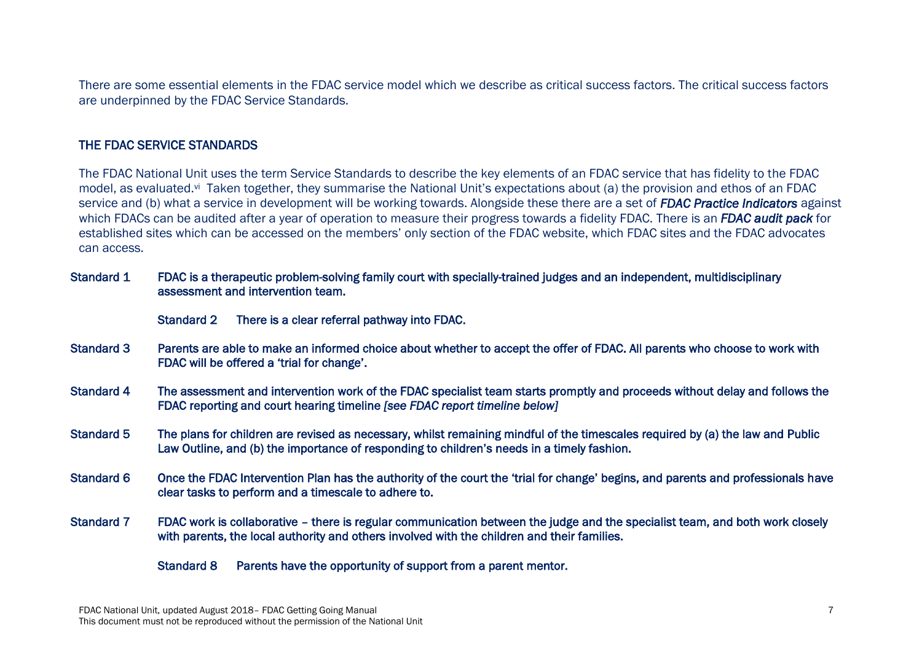There are some essential elements in the FDAC service model which we describe as critical success factors. The critical success factors are underpinned by the FDAC Service Standards.

## THE FDAC SERVICE STANDARDS

The FDAC National Unit uses the term Service Standards to describe the key elements of an FDAC service that has fidelity to the FDAC model, as evaluated.[vi] Taken together, they summarise the National Unit's expectations about (a) the provision and ethos of an FDAC service and (b) what a service in development will be working towards. Alongside these there are a set of ***FDAC Practice Indicators*** against which FDACs can be audited after a year of operation to measure their progress towards a fidelity FDAC. There is an ***FDAC audit pack*** for established sites which can be accessed on the members' only section of the FDAC website, which FDAC sites and the FDAC advocates can access.

**Standard 1** **FDAC is a therapeutic problem-solving family court with specially-trained judges and an independent, multidisciplinary assessment and intervention team.**

**Standard 2** **There is a clear referral pathway into FDAC.**

**Standard 3** **Parents are able to make an informed choice about whether to accept the offer of FDAC. All parents who choose to work with FDAC will be offered a 'trial for change'.**

**Standard 4** **The assessment and intervention work of the FDAC specialist team starts promptly and proceeds without delay and follows the FDAC reporting and court hearing timeline** ***[see FDAC report timeline below]***

**Standard 5** **The plans for children are revised as necessary, whilst remaining mindful of the timescales required by (a) the law and Public Law Outline, and (b) the importance of responding to children's needs in a timely fashion.**

**Standard 6** **Once the FDAC Intervention Plan has the authority of the court the 'trial for change' begins, and parents and professionals have clear tasks to perform and a timescale to adhere to.**

**Standard 7** **FDAC work is collaborative – there is regular communication between the judge and the specialist team, and both work closely with parents, the local authority and others involved with the children and their families.**

**Standard 8** **Parents have the opportunity of support from a parent mentor.**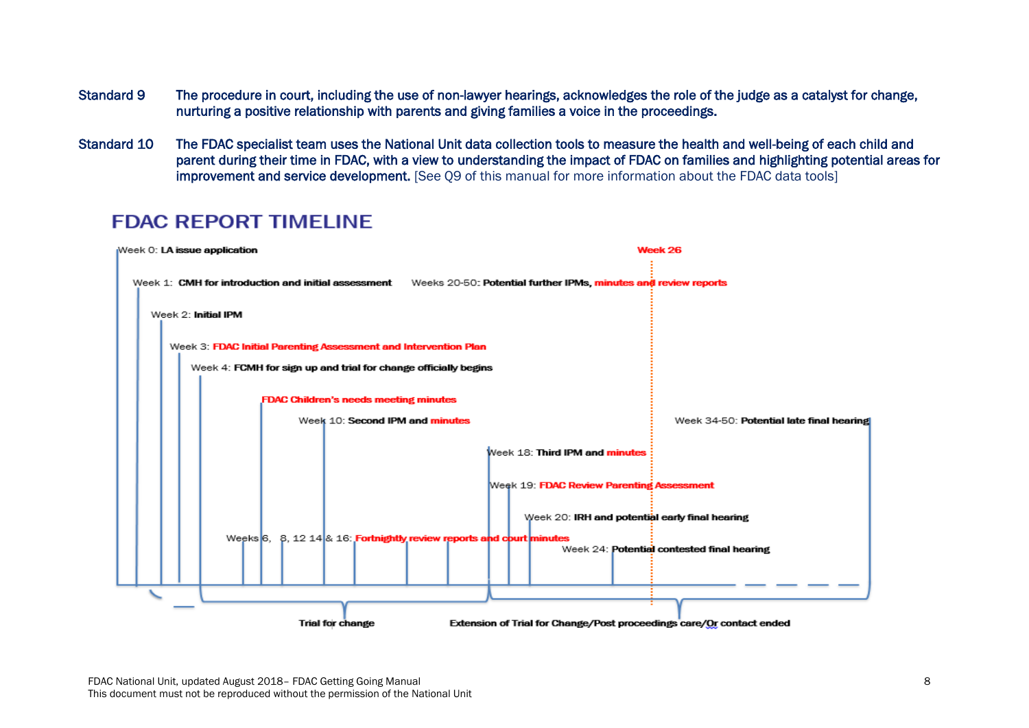**Standard 9** The procedure in court, including the use of non-lawyer hearings, acknowledges the role of the judge as a catalyst for change, nurturing a positive relationship with parents and giving families a voice in the proceedings.

**Standard 10** The FDAC specialist team uses the National Unit data collection tools to measure the health and well-being of each child and parent during their time in FDAC, with a view to understanding the impact of FDAC on families and highlighting potential areas for improvement and service development. [See Q9 of this manual for more information about the FDAC data tools]

## FDAC REPORT TIMELINE

- Week 0: **LA issue application**
- Week 1: **CMH for introduction and initial assessment**
- Week 2: **Initial IPM**
- Week 3: **FDAC Initial Parenting Assessment and Intervention Plan**
- Week 4: **FCMH for sign up and trial for change officially begins**
- **FDAC Children's needs meeting minutes**
- Weeks 6, 8, 12 14 & 16: **Fortnightly review reports and court minutes**
- Week 10: **Second IPM and minutes**
- Week 18: **Third IPM and minutes**
- Week 19: **FDAC Review Parenting Assessment**
- Week 20: **IRH and potential early final hearing**
- Weeks 20-50: **Potential further IPMs, minutes and review reports**
- Week 24: **Potential contested final hearing**
- **Week 26**
- Week 34-50: **Potential late final hearing**

**Trial for change**

**Extension of Trial for Change/Post proceedings care/Or contact ended**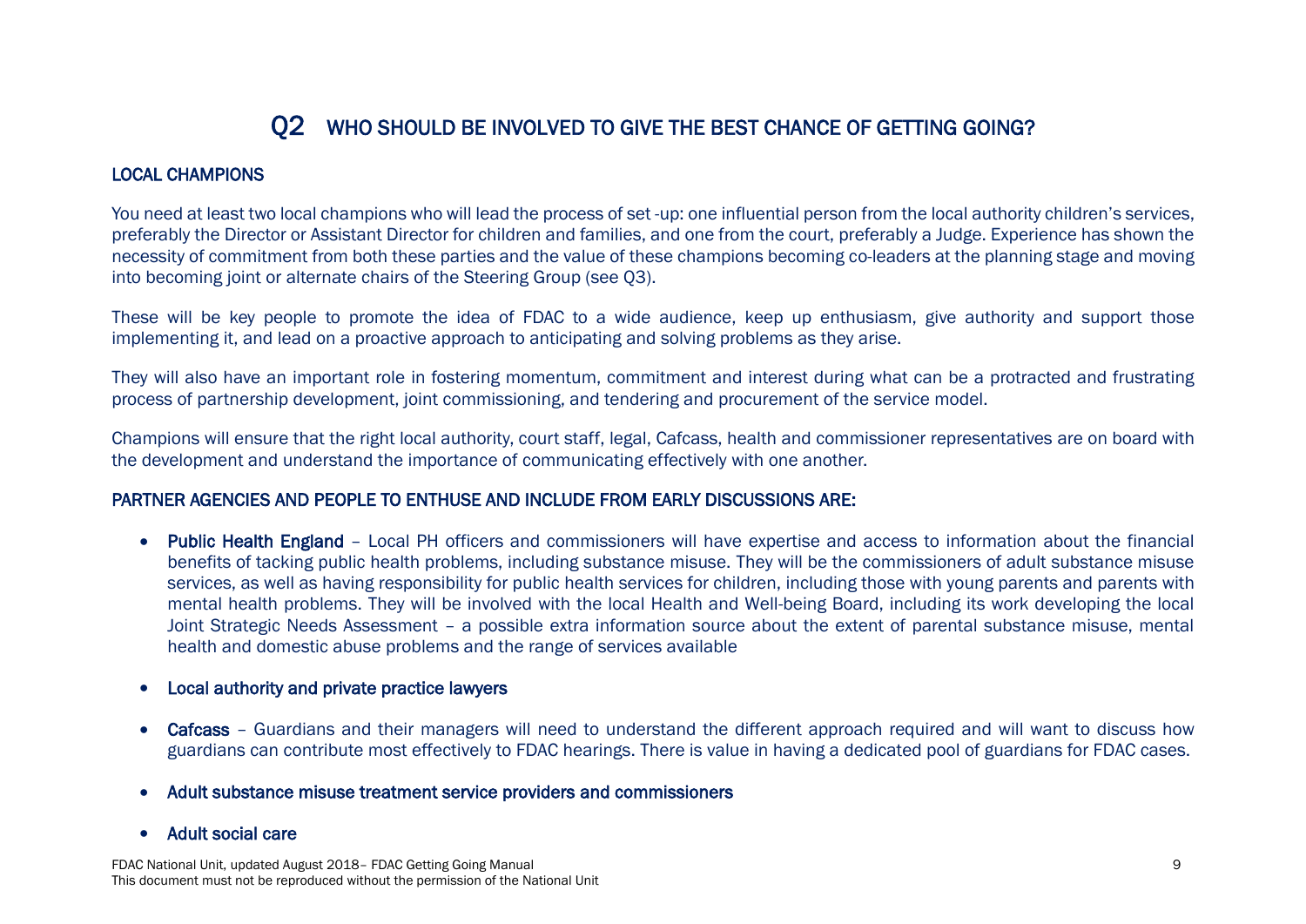# Q2 WHO SHOULD BE INVOLVED TO GIVE THE BEST CHANCE OF GETTING GOING?

## LOCAL CHAMPIONS

You need at least two local champions who will lead the process of set -up: one influential person from the local authority children's services, preferably the Director or Assistant Director for children and families, and one from the court, preferably a Judge. Experience has shown the necessity of commitment from both these parties and the value of these champions becoming co-leaders at the planning stage and moving into becoming joint or alternate chairs of the Steering Group (see Q3).

These will be key people to promote the idea of FDAC to a wide audience, keep up enthusiasm, give authority and support those implementing it, and lead on a proactive approach to anticipating and solving problems as they arise.

They will also have an important role in fostering momentum, commitment and interest during what can be a protracted and frustrating process of partnership development, joint commissioning, and tendering and procurement of the service model.

Champions will ensure that the right local authority, court staff, legal, Cafcass, health and commissioner representatives are on board with the development and understand the importance of communicating effectively with one another.

## PARTNER AGENCIES AND PEOPLE TO ENTHUSE AND INCLUDE FROM EARLY DISCUSSIONS ARE:

- **Public Health England** – Local PH officers and commissioners will have expertise and access to information about the financial benefits of tacking public health problems, including substance misuse. They will be the commissioners of adult substance misuse services, as well as having responsibility for public health services for children, including those with young parents and parents with mental health problems. They will be involved with the local Health and Well-being Board, including its work developing the local Joint Strategic Needs Assessment – a possible extra information source about the extent of parental substance misuse, mental health and domestic abuse problems and the range of services available

- **Local authority and private practice lawyers**

- **Cafcass** – Guardians and their managers will need to understand the different approach required and will want to discuss how guardians can contribute most effectively to FDAC hearings. There is value in having a dedicated pool of guardians for FDAC cases.

- **Adult substance misuse treatment service providers and commissioners**

- **Adult social care**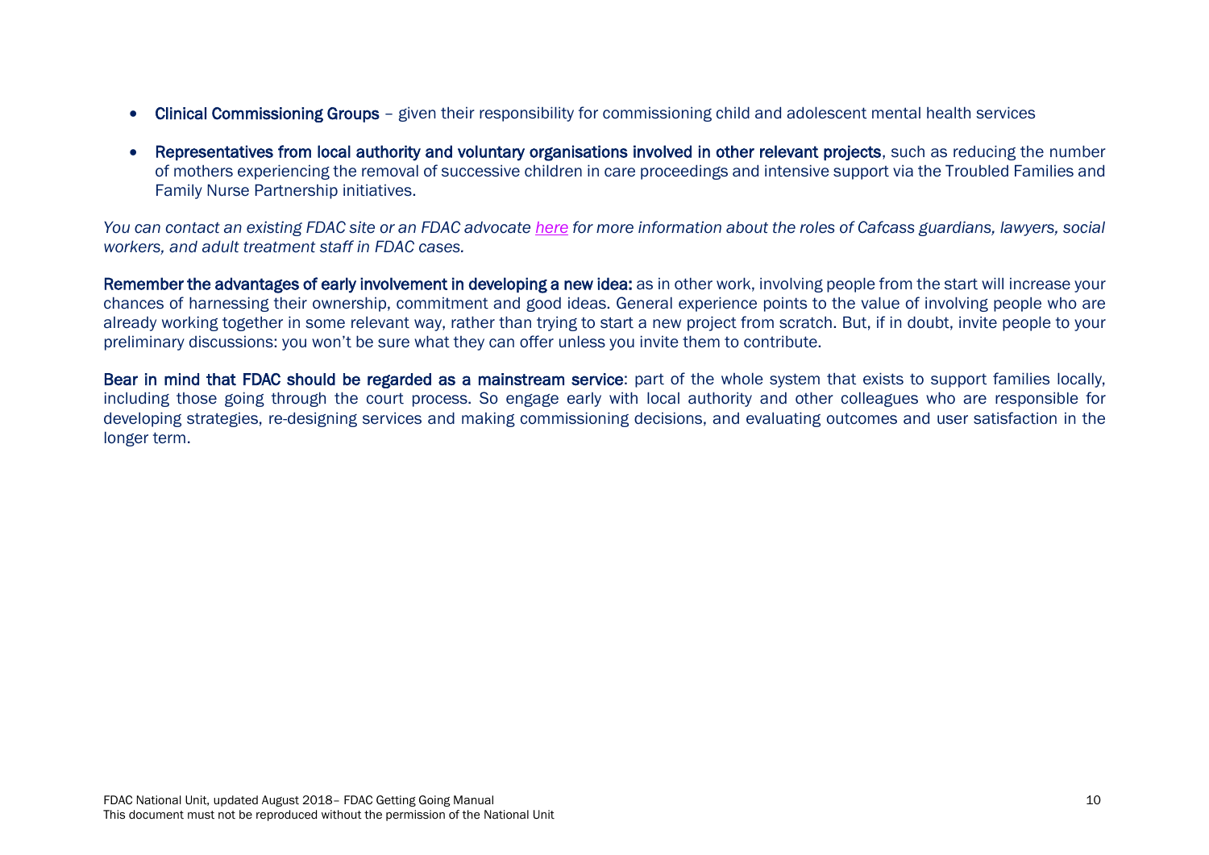- **Clinical Commissioning Groups** – given their responsibility for commissioning child and adolescent mental health services
- **Representatives from local authority and voluntary organisations involved in other relevant projects**, such as reducing the number of mothers experiencing the removal of successive children in care proceedings and intensive support via the Troubled Families and Family Nurse Partnership initiatives.

*You can contact an existing FDAC site or an FDAC advocate [here](#) for more information about the roles of Cafcass guardians, lawyers, social workers, and adult treatment staff in FDAC cases.*

**Remember the advantages of early involvement in developing a new idea:** as in other work, involving people from the start will increase your chances of harnessing their ownership, commitment and good ideas. General experience points to the value of involving people who are already working together in some relevant way, rather than trying to start a new project from scratch. But, if in doubt, invite people to your preliminary discussions: you won't be sure what they can offer unless you invite them to contribute.

**Bear in mind that FDAC should be regarded as a mainstream service**: part of the whole system that exists to support families locally, including those going through the court process. So engage early with local authority and other colleagues who are responsible for developing strategies, re-designing services and making commissioning decisions, and evaluating outcomes and user satisfaction in the longer term.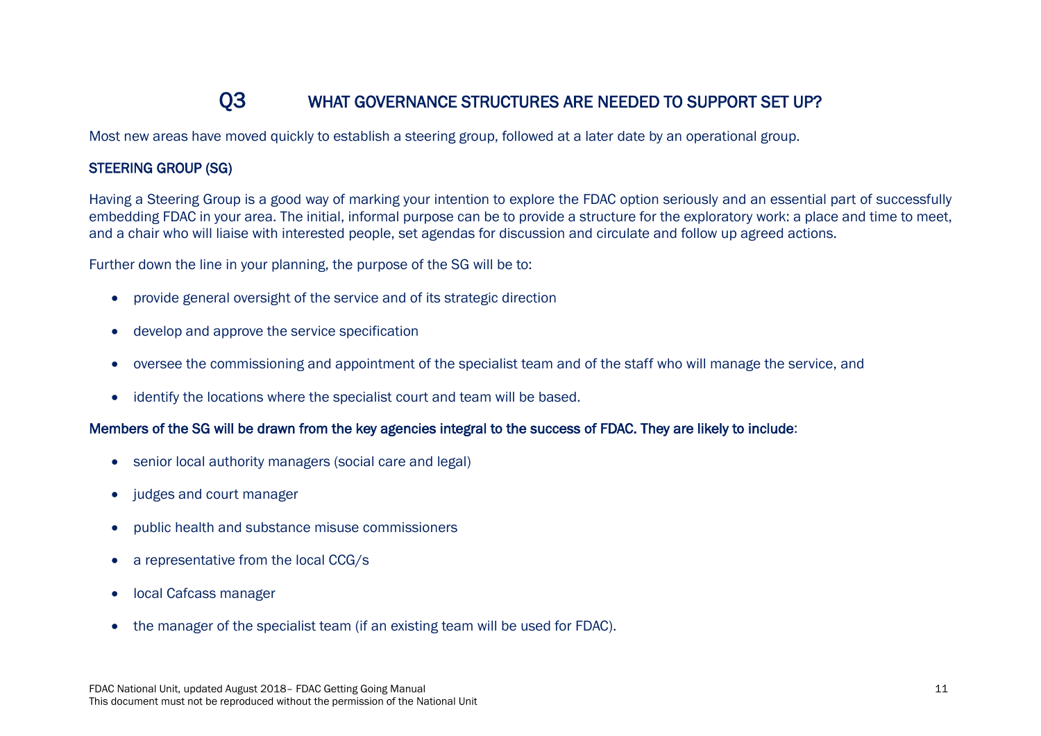## Q3 WHAT GOVERNANCE STRUCTURES ARE NEEDED TO SUPPORT SET UP?

Most new areas have moved quickly to establish a steering group, followed at a later date by an operational group.

### STEERING GROUP (SG)

Having a Steering Group is a good way of marking your intention to explore the FDAC option seriously and an essential part of successfully embedding FDAC in your area. The initial, informal purpose can be to provide a structure for the exploratory work: a place and time to meet, and a chair who will liaise with interested people, set agendas for discussion and circulate and follow up agreed actions.

Further down the line in your planning, the purpose of the SG will be to:

- provide general oversight of the service and of its strategic direction
- develop and approve the service specification
- oversee the commissioning and appointment of the specialist team and of the staff who will manage the service, and
- identify the locations where the specialist court and team will be based.

Members of the SG will be drawn from the key agencies integral to the success of FDAC. They are likely to include:

- senior local authority managers (social care and legal)
- judges and court manager
- public health and substance misuse commissioners
- a representative from the local CCG/s
- local Cafcass manager
- the manager of the specialist team (if an existing team will be used for FDAC).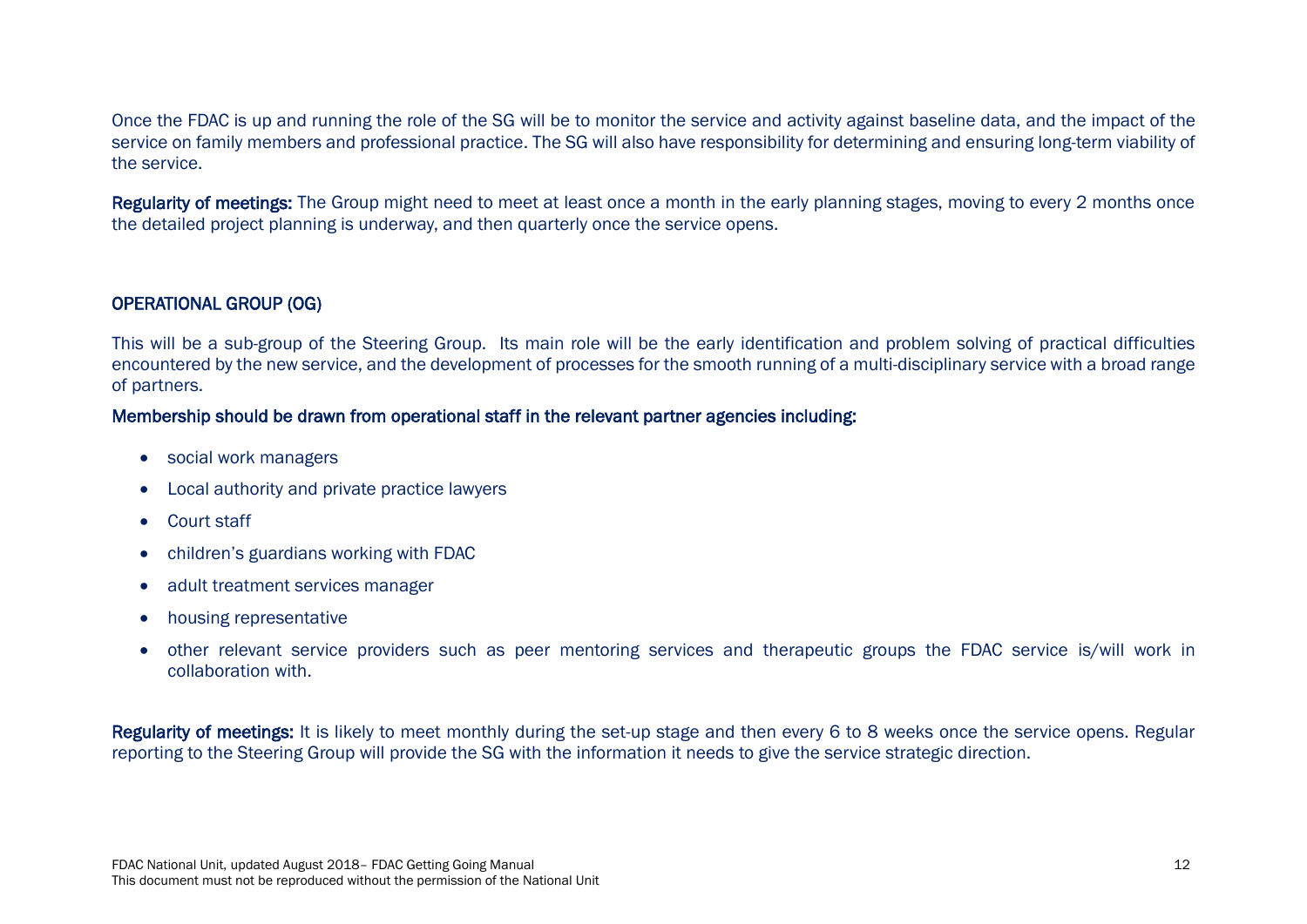Once the FDAC is up and running the role of the SG will be to monitor the service and activity against baseline data, and the impact of the service on family members and professional practice. The SG will also have responsibility for determining and ensuring long-term viability of the service.

**Regularity of meetings:** The Group might need to meet at least once a month in the early planning stages, moving to every 2 months once the detailed project planning is underway, and then quarterly once the service opens.

## OPERATIONAL GROUP (OG)

This will be a sub-group of the Steering Group. Its main role will be the early identification and problem solving of practical difficulties encountered by the new service, and the development of processes for the smooth running of a multi-disciplinary service with a broad range of partners.

**Membership should be drawn from operational staff in the relevant partner agencies including:**

- social work managers
- Local authority and private practice lawyers
- Court staff
- children's guardians working with FDAC
- adult treatment services manager
- housing representative
- other relevant service providers such as peer mentoring services and therapeutic groups the FDAC service is/will work in collaboration with.

**Regularity of meetings:** It is likely to meet monthly during the set-up stage and then every 6 to 8 weeks once the service opens. Regular reporting to the Steering Group will provide the SG with the information it needs to give the service strategic direction.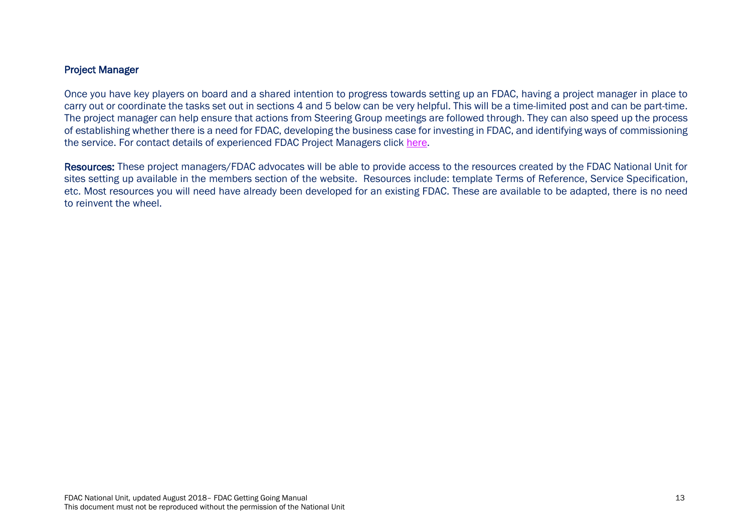### Project Manager

Once you have key players on board and a shared intention to progress towards setting up an FDAC, having a project manager in place to carry out or coordinate the tasks set out in sections 4 and 5 below can be very helpful. This will be a time-limited post and can be part-time. The project manager can help ensure that actions from Steering Group meetings are followed through. They can also speed up the process of establishing whether there is a need for FDAC, developing the business case for investing in FDAC, and identifying ways of commissioning the service. For contact details of experienced FDAC Project Managers click here.

**Resources:** These project managers/FDAC advocates will be able to provide access to the resources created by the FDAC National Unit for sites setting up available in the members section of the website. Resources include: template Terms of Reference, Service Specification, etc. Most resources you will need have already been developed for an existing FDAC. These are available to be adapted, there is no need to reinvent the wheel.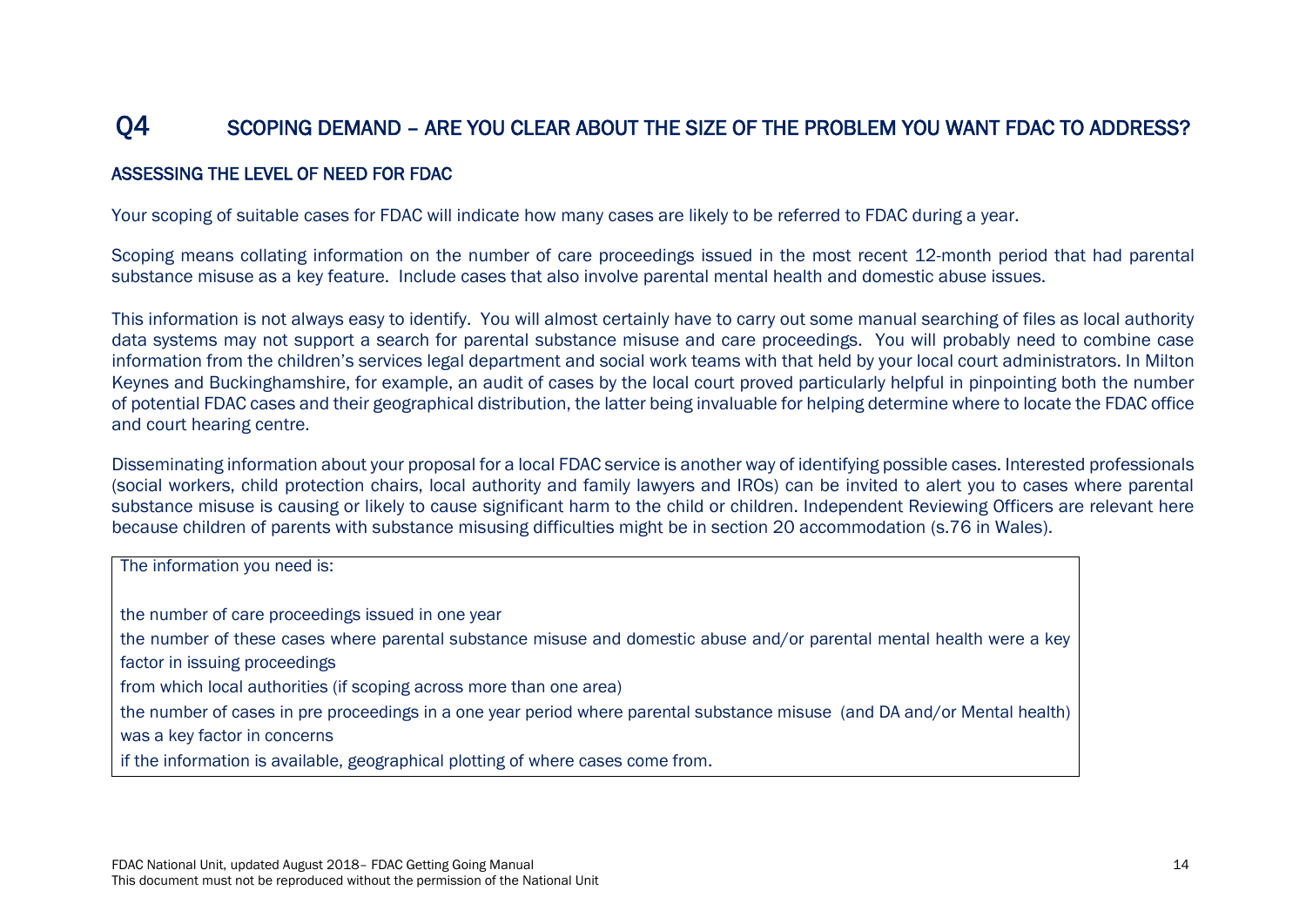# Q4 SCOPING DEMAND – ARE YOU CLEAR ABOUT THE SIZE OF THE PROBLEM YOU WANT FDAC TO ADDRESS?

## ASSESSING THE LEVEL OF NEED FOR FDAC

Your scoping of suitable cases for FDAC will indicate how many cases are likely to be referred to FDAC during a year.

Scoping means collating information on the number of care proceedings issued in the most recent 12-month period that had parental substance misuse as a key feature. Include cases that also involve parental mental health and domestic abuse issues.

This information is not always easy to identify. You will almost certainly have to carry out some manual searching of files as local authority data systems may not support a search for parental substance misuse and care proceedings. You will probably need to combine case information from the children's services legal department and social work teams with that held by your local court administrators. In Milton Keynes and Buckinghamshire, for example, an audit of cases by the local court proved particularly helpful in pinpointing both the number of potential FDAC cases and their geographical distribution, the latter being invaluable for helping determine where to locate the FDAC office and court hearing centre.

Disseminating information about your proposal for a local FDAC service is another way of identifying possible cases. Interested professionals (social workers, child protection chairs, local authority and family lawyers and IROs) can be invited to alert you to cases where parental substance misuse is causing or likely to cause significant harm to the child or children. Independent Reviewing Officers are relevant here because children of parents with substance misusing difficulties might be in section 20 accommodation (s.76 in Wales).

The information you need is:

- the number of care proceedings issued in one year
- the number of these cases where parental substance misuse and domestic abuse and/or parental mental health were a key factor in issuing proceedings
- from which local authorities (if scoping across more than one area)
- the number of cases in pre proceedings in a one year period where parental substance misuse (and DA and/or Mental health) was a key factor in concerns
- if the information is available, geographical plotting of where cases come from.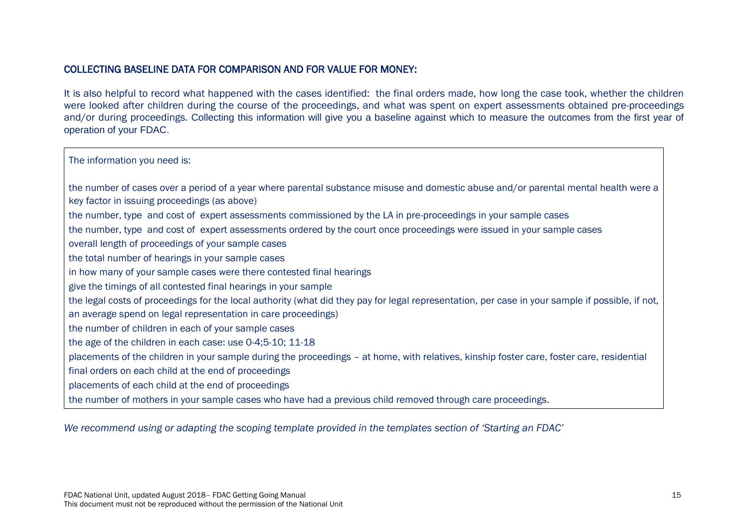## COLLECTING BASELINE DATA FOR COMPARISON AND FOR VALUE FOR MONEY:

It is also helpful to record what happened with the cases identified: the final orders made, how long the case took, whether the children were looked after children during the course of the proceedings, and what was spent on expert assessments obtained pre-proceedings and/or during proceedings. Collecting this information will give you a baseline against which to measure the outcomes from the first year of operation of your FDAC.

The information you need is:

the number of cases over a period of a year where parental substance misuse and domestic abuse and/or parental mental health were a key factor in issuing proceedings (as above)

the number, type and cost of expert assessments commissioned by the LA in pre-proceedings in your sample cases

the number, type and cost of expert assessments ordered by the court once proceedings were issued in your sample cases

overall length of proceedings of your sample cases

the total number of hearings in your sample cases

in how many of your sample cases were there contested final hearings

give the timings of all contested final hearings in your sample

the legal costs of proceedings for the local authority (what did they pay for legal representation, per case in your sample if possible, if not, an average spend on legal representation in care proceedings)

the number of children in each of your sample cases

the age of the children in each case: use 0-4;5-10; 11-18

placements of the children in your sample during the proceedings – at home, with relatives, kinship foster care, foster care, residential

final orders on each child at the end of proceedings

placements of each child at the end of proceedings

the number of mothers in your sample cases who have had a previous child removed through care proceedings.

*We recommend using or adapting the scoping template provided in the templates section of 'Starting an FDAC'*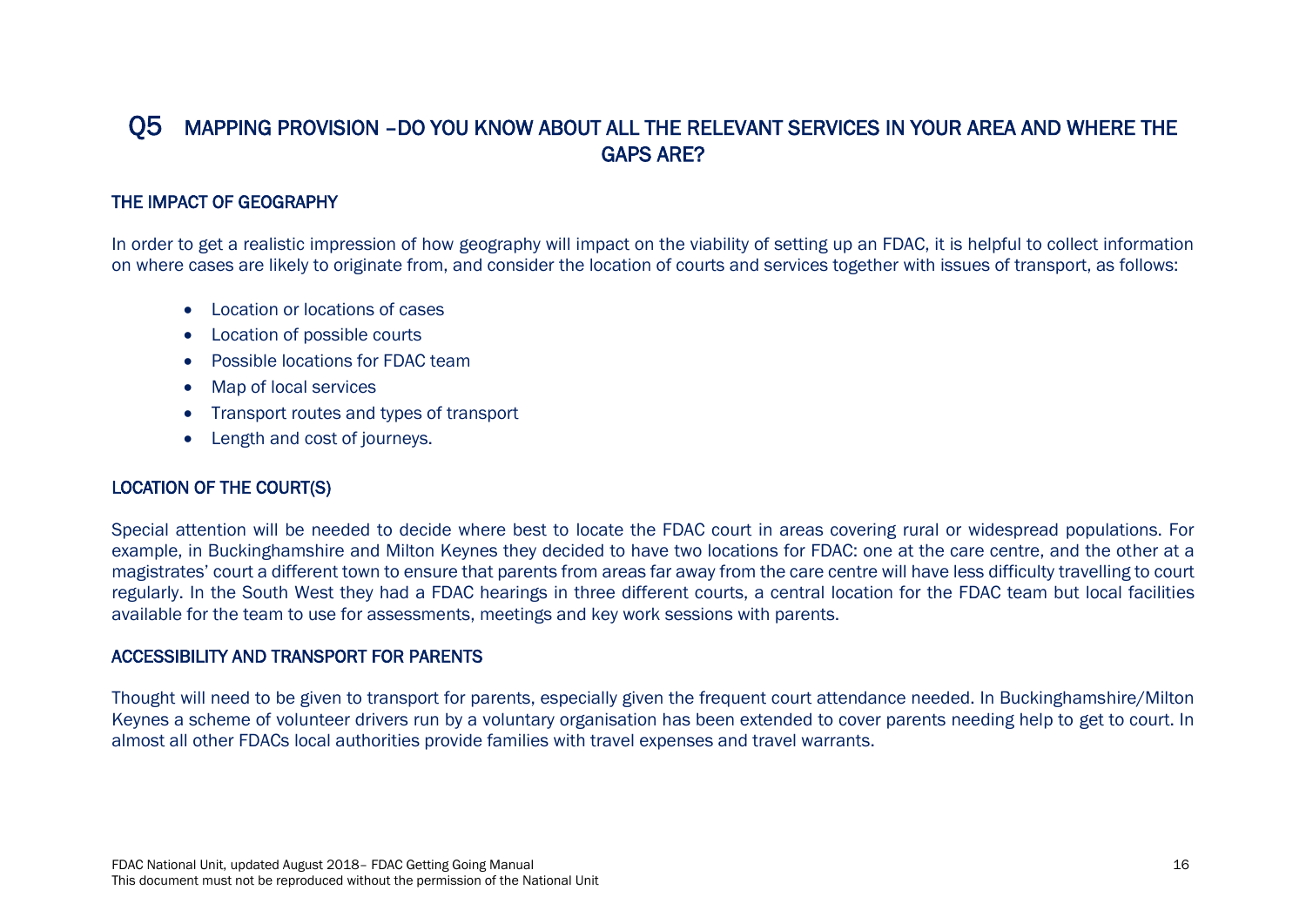# Q5 MAPPING PROVISION –DO YOU KNOW ABOUT ALL THE RELEVANT SERVICES IN YOUR AREA AND WHERE THE GAPS ARE?

## THE IMPACT OF GEOGRAPHY

In order to get a realistic impression of how geography will impact on the viability of setting up an FDAC, it is helpful to collect information on where cases are likely to originate from, and consider the location of courts and services together with issues of transport, as follows:

- Location or locations of cases
- Location of possible courts
- Possible locations for FDAC team
- Map of local services
- Transport routes and types of transport
- Length and cost of journeys.

## LOCATION OF THE COURT(S)

Special attention will be needed to decide where best to locate the FDAC court in areas covering rural or widespread populations. For example, in Buckinghamshire and Milton Keynes they decided to have two locations for FDAC: one at the care centre, and the other at a magistrates' court a different town to ensure that parents from areas far away from the care centre will have less difficulty travelling to court regularly. In the South West they had a FDAC hearings in three different courts, a central location for the FDAC team but local facilities available for the team to use for assessments, meetings and key work sessions with parents.

## ACCESSIBILITY AND TRANSPORT FOR PARENTS

Thought will need to be given to transport for parents, especially given the frequent court attendance needed. In Buckinghamshire/Milton Keynes a scheme of volunteer drivers run by a voluntary organisation has been extended to cover parents needing help to get to court. In almost all other FDACs local authorities provide families with travel expenses and travel warrants.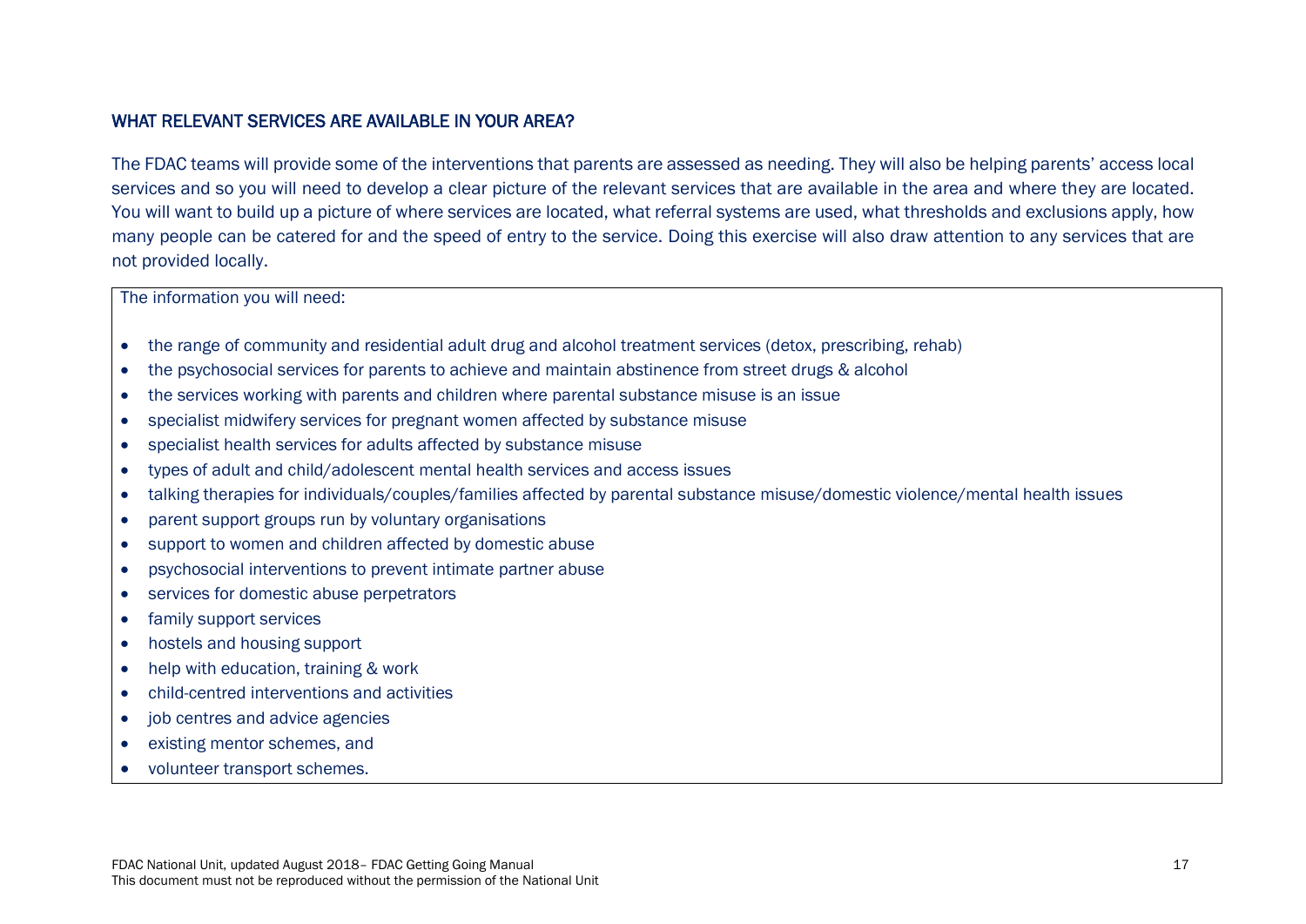## WHAT RELEVANT SERVICES ARE AVAILABLE IN YOUR AREA?

The FDAC teams will provide some of the interventions that parents are assessed as needing. They will also be helping parents' access local services and so you will need to develop a clear picture of the relevant services that are available in the area and where they are located. You will want to build up a picture of where services are located, what referral systems are used, what thresholds and exclusions apply, how many people can be catered for and the speed of entry to the service. Doing this exercise will also draw attention to any services that are not provided locally.

The information you will need:

- the range of community and residential adult drug and alcohol treatment services (detox, prescribing, rehab)
- the psychosocial services for parents to achieve and maintain abstinence from street drugs & alcohol
- the services working with parents and children where parental substance misuse is an issue
- specialist midwifery services for pregnant women affected by substance misuse
- specialist health services for adults affected by substance misuse
- types of adult and child/adolescent mental health services and access issues
- talking therapies for individuals/couples/families affected by parental substance misuse/domestic violence/mental health issues
- parent support groups run by voluntary organisations
- support to women and children affected by domestic abuse
- psychosocial interventions to prevent intimate partner abuse
- services for domestic abuse perpetrators
- family support services
- hostels and housing support
- help with education, training & work
- child-centred interventions and activities
- job centres and advice agencies
- existing mentor schemes, and
- volunteer transport schemes.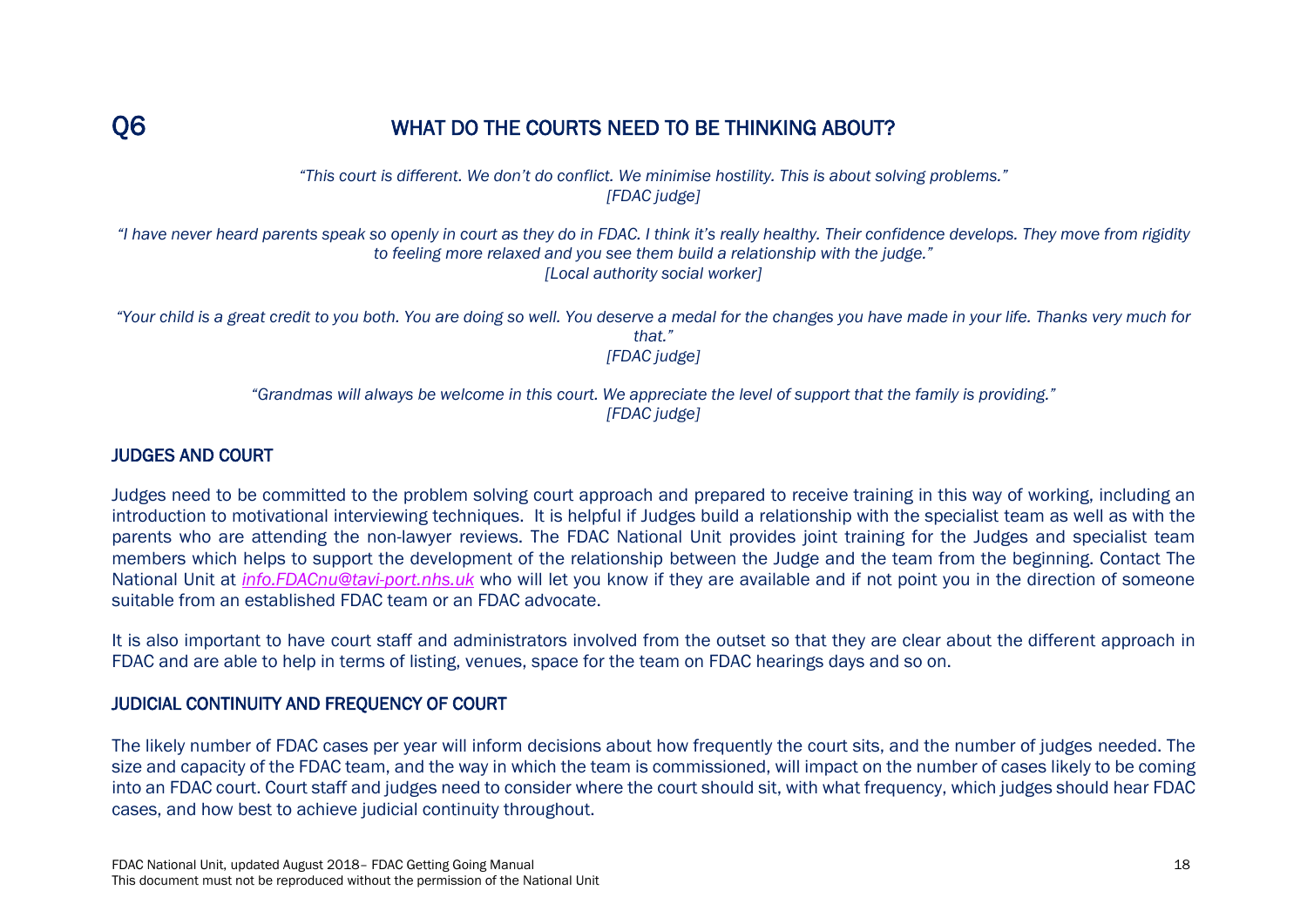## Q6 WHAT DO THE COURTS NEED TO BE THINKING ABOUT?

*"This court is different. We don't do conflict. We minimise hostility. This is about solving problems."*
*[FDAC judge]*

*"I have never heard parents speak so openly in court as they do in FDAC. I think it's really healthy. Their confidence develops. They move from rigidity to feeling more relaxed and you see them build a relationship with the judge."*
*[Local authority social worker]*

*"Your child is a great credit to you both. You are doing so well. You deserve a medal for the changes you have made in your life. Thanks very much for that."*
*[FDAC judge]*

*"Grandmas will always be welcome in this court. We appreciate the level of support that the family is providing."*
*[FDAC judge]*

### JUDGES AND COURT

Judges need to be committed to the problem solving court approach and prepared to receive training in this way of working, including an introduction to motivational interviewing techniques. It is helpful if Judges build a relationship with the specialist team as well as with the parents who are attending the non-lawyer reviews. The FDAC National Unit provides joint training for the Judges and specialist team members which helps to support the development of the relationship between the Judge and the team from the beginning. Contact The National Unit at *info.FDACnu@tavi-port.nhs.uk* who will let you know if they are available and if not point you in the direction of someone suitable from an established FDAC team or an FDAC advocate.

It is also important to have court staff and administrators involved from the outset so that they are clear about the different approach in FDAC and are able to help in terms of listing, venues, space for the team on FDAC hearings days and so on.

### JUDICIAL CONTINUITY AND FREQUENCY OF COURT

The likely number of FDAC cases per year will inform decisions about how frequently the court sits, and the number of judges needed. The size and capacity of the FDAC team, and the way in which the team is commissioned, will impact on the number of cases likely to be coming into an FDAC court. Court staff and judges need to consider where the court should sit, with what frequency, which judges should hear FDAC cases, and how best to achieve judicial continuity throughout.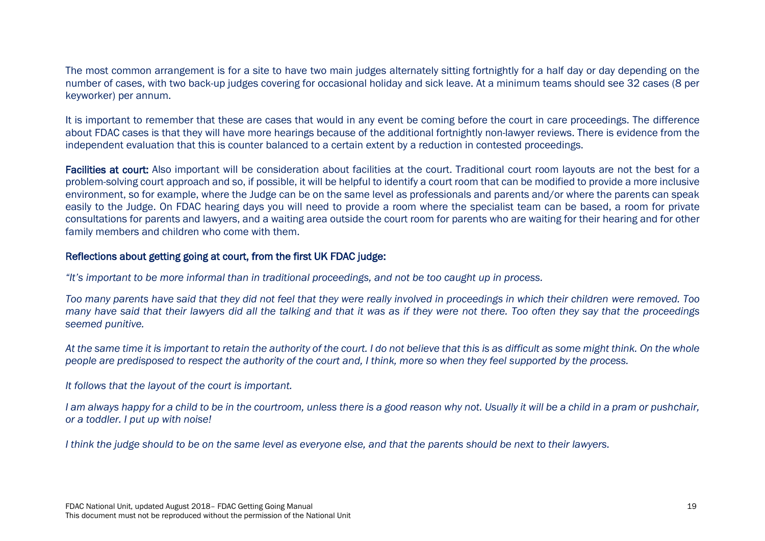The most common arrangement is for a site to have two main judges alternately sitting fortnightly for a half day or day depending on the number of cases, with two back-up judges covering for occasional holiday and sick leave. At a minimum teams should see 32 cases (8 per keyworker) per annum.

It is important to remember that these are cases that would in any event be coming before the court in care proceedings. The difference about FDAC cases is that they will have more hearings because of the additional fortnightly non-lawyer reviews. There is evidence from the independent evaluation that this is counter balanced to a certain extent by a reduction in contested proceedings.

**Facilities at court:** Also important will be consideration about facilities at the court. Traditional court room layouts are not the best for a problem-solving court approach and so, if possible, it will be helpful to identify a court room that can be modified to provide a more inclusive environment, so for example, where the Judge can be on the same level as professionals and parents and/or where the parents can speak easily to the Judge. On FDAC hearing days you will need to provide a room where the specialist team can be based, a room for private consultations for parents and lawyers, and a waiting area outside the court room for parents who are waiting for their hearing and for other family members and children who come with them.

**Reflections about getting going at court, from the first UK FDAC judge:**

*"It's important to be more informal than in traditional proceedings, and not be too caught up in process.*

*Too many parents have said that they did not feel that they were really involved in proceedings in which their children were removed. Too many have said that their lawyers did all the talking and that it was as if they were not there. Too often they say that the proceedings seemed punitive.*

*At the same time it is important to retain the authority of the court. I do not believe that this is as difficult as some might think. On the whole people are predisposed to respect the authority of the court and, I think, more so when they feel supported by the process.*

*It follows that the layout of the court is important.*

*I am always happy for a child to be in the courtroom, unless there is a good reason why not. Usually it will be a child in a pram or pushchair, or a toddler. I put up with noise!*

*I think the judge should to be on the same level as everyone else, and that the parents should be next to their lawyers.*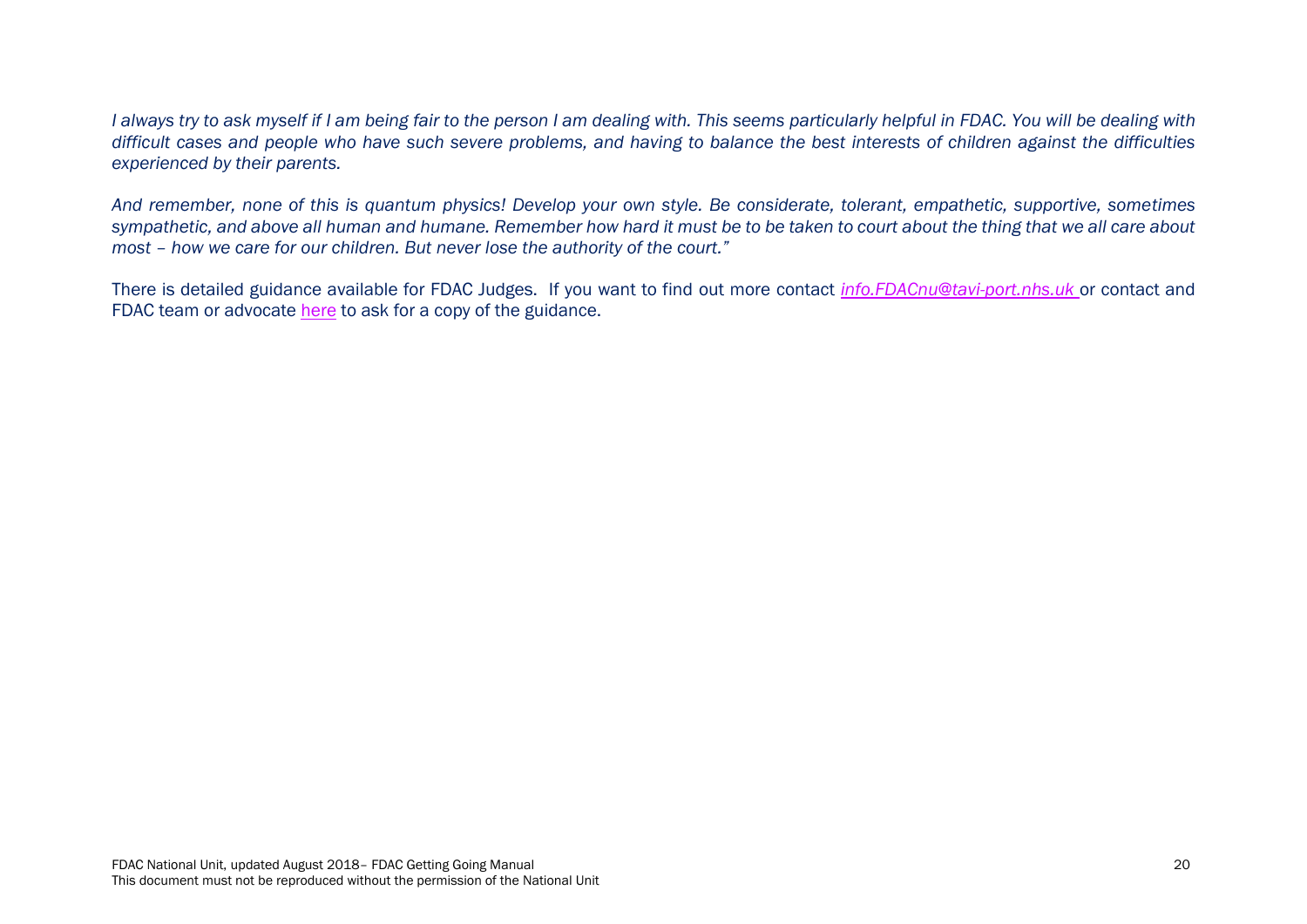*I always try to ask myself if I am being fair to the person I am dealing with. This seems particularly helpful in FDAC. You will be dealing with difficult cases and people who have such severe problems, and having to balance the best interests of children against the difficulties experienced by their parents.*

*And remember, none of this is quantum physics! Develop your own style. Be considerate, tolerant, empathetic, supportive, sometimes sympathetic, and above all human and humane. Remember how hard it must be to be taken to court about the thing that we all care about most – how we care for our children. But never lose the authority of the court."*

There is detailed guidance available for FDAC Judges. If you want to find out more contact *info.FDACnu@tavi-port.nhs.uk* or contact and FDAC team or advocate here to ask for a copy of the guidance.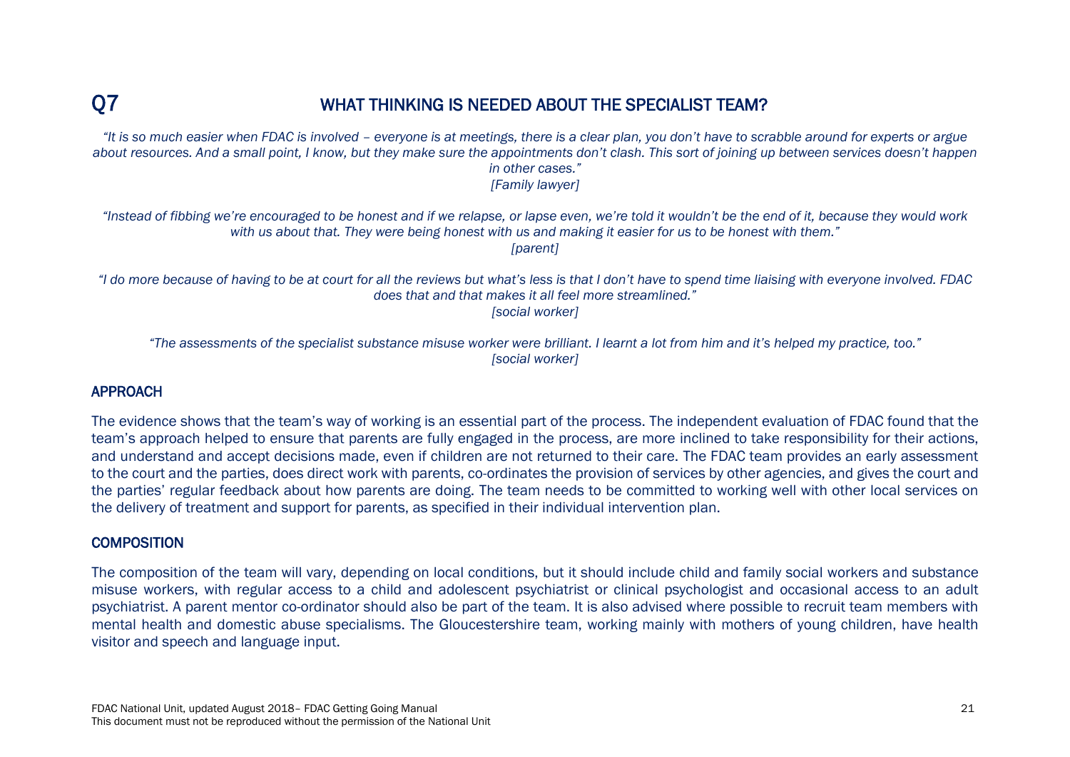## Q7 WHAT THINKING IS NEEDED ABOUT THE SPECIALIST TEAM?

*"It is so much easier when FDAC is involved – everyone is at meetings, there is a clear plan, you don't have to scrabble around for experts or argue about resources. And a small point, I know, but they make sure the appointments don't clash. This sort of joining up between services doesn't happen in other cases."*
*[Family lawyer]*

*"Instead of fibbing we're encouraged to be honest and if we relapse, or lapse even, we're told it wouldn't be the end of it, because they would work with us about that. They were being honest with us and making it easier for us to be honest with them."*
*[parent]*

*"I do more because of having to be at court for all the reviews but what's less is that I don't have to spend time liaising with everyone involved. FDAC does that and that makes it all feel more streamlined."*
*[social worker]*

*"The assessments of the specialist substance misuse worker were brilliant. I learnt a lot from him and it's helped my practice, too."*
*[social worker]*

### APPROACH

The evidence shows that the team's way of working is an essential part of the process. The independent evaluation of FDAC found that the team's approach helped to ensure that parents are fully engaged in the process, are more inclined to take responsibility for their actions, and understand and accept decisions made, even if children are not returned to their care. The FDAC team provides an early assessment to the court and the parties, does direct work with parents, co-ordinates the provision of services by other agencies, and gives the court and the parties' regular feedback about how parents are doing. The team needs to be committed to working well with other local services on the delivery of treatment and support for parents, as specified in their individual intervention plan.

### COMPOSITION

The composition of the team will vary, depending on local conditions, but it should include child and family social workers and substance misuse workers, with regular access to a child and adolescent psychiatrist or clinical psychologist and occasional access to an adult psychiatrist. A parent mentor co-ordinator should also be part of the team. It is also advised where possible to recruit team members with mental health and domestic abuse specialisms. The Gloucestershire team, working mainly with mothers of young children, have health visitor and speech and language input.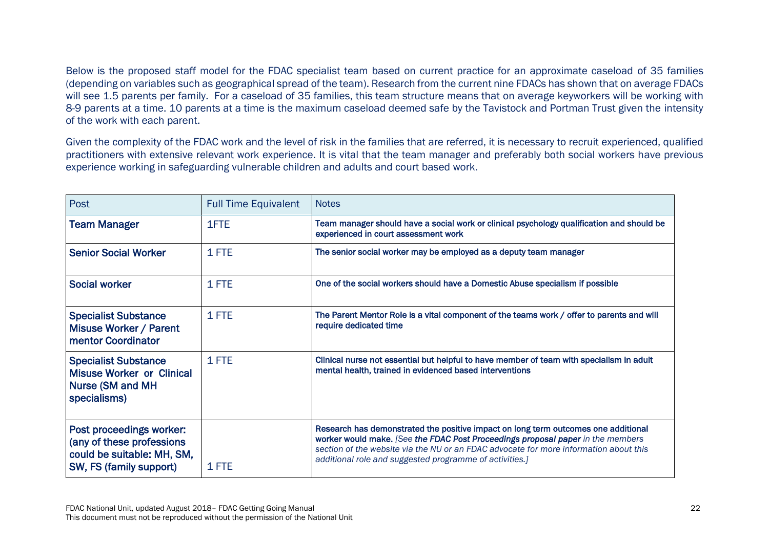Below is the proposed staff model for the FDAC specialist team based on current practice for an approximate caseload of 35 families (depending on variables such as geographical spread of the team). Research from the current nine FDACs has shown that on average FDACs will see 1.5 parents per family. For a caseload of 35 families, this team structure means that on average keyworkers will be working with 8-9 parents at a time. 10 parents at a time is the maximum caseload deemed safe by the Tavistock and Portman Trust given the intensity of the work with each parent.

Given the complexity of the FDAC work and the level of risk in the families that are referred, it is necessary to recruit experienced, qualified practitioners with extensive relevant work experience. It is vital that the team manager and preferably both social workers have previous experience working in safeguarding vulnerable children and adults and court based work.

| Post | Full Time Equivalent | Notes |
|---|---|---|
| **Team Manager** | 1FTE | **Team manager should have a social work or clinical psychology qualification and should be experienced in court assessment work** |
| **Senior Social Worker** | 1 FTE | **The senior social worker may be employed as a deputy team manager** |
| **Social worker** | 1 FTE | **One of the social workers should have a Domestic Abuse specialism if possible** |
| **Specialist Substance Misuse Worker / Parent mentor Coordinator** | 1 FTE | **The Parent Mentor Role is a vital component of the teams work / offer to parents and will require dedicated time** |
| **Specialist Substance Misuse Worker or Clinical Nurse (SM and MH specialisms)** | 1 FTE | **Clinical nurse not essential but helpful to have member of team with specialism in adult mental health, trained in evidenced based interventions** |
| **Post proceedings worker: (any of these professions could be suitable: MH, SM, SW, FS (family support)** | 1 FTE | **Research has demonstrated the positive impact on long term outcomes one additional worker would make.** *[See **the FDAC Post Proceedings proposal paper** in the members section of the website via the NU or an FDAC advocate for more information about this additional role and suggested programme of activities.]* |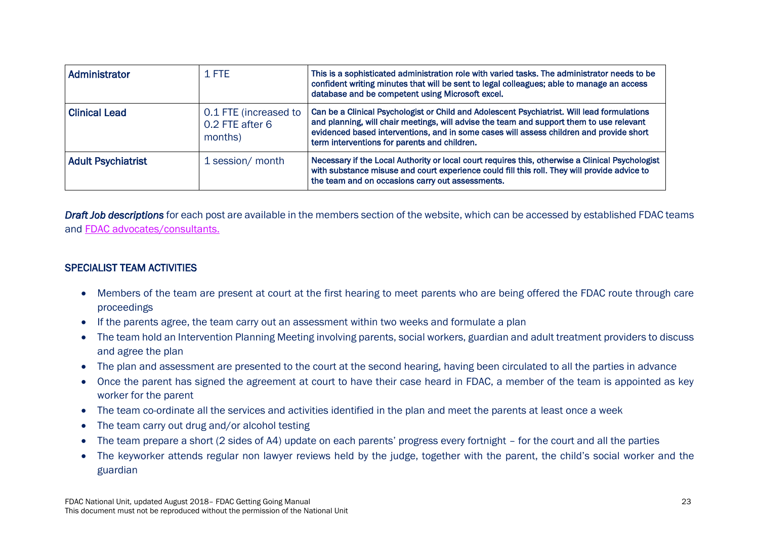| Administrator | 1 FTE | This is a sophisticated administration role with varied tasks. The administrator needs to be confident writing minutes that will be sent to legal colleagues; able to manage an access database and be competent using Microsoft excel. |
|---|---|---|
| Clinical Lead | 0.1 FTE (increased to 0.2 FTE after 6 months) | Can be a Clinical Psychologist or Child and Adolescent Psychiatrist. Will lead formulations and planning, will chair meetings, will advise the team and support them to use relevant evidenced based interventions, and in some cases will assess children and provide short term interventions for parents and children. |
| Adult Psychiatrist | 1 session/ month | Necessary if the Local Authority or local court requires this, otherwise a Clinical Psychologist with substance misuse and court experience could fill this roll. They will provide advice to the team and on occasions carry out assessments. |

***Draft Job descriptions*** for each post are available in the members section of the website, which can be accessed by established FDAC teams and FDAC advocates/consultants.

## SPECIALIST TEAM ACTIVITIES

- Members of the team are present at court at the first hearing to meet parents who are being offered the FDAC route through care proceedings
- If the parents agree, the team carry out an assessment within two weeks and formulate a plan
- The team hold an Intervention Planning Meeting involving parents, social workers, guardian and adult treatment providers to discuss and agree the plan
- The plan and assessment are presented to the court at the second hearing, having been circulated to all the parties in advance
- Once the parent has signed the agreement at court to have their case heard in FDAC, a member of the team is appointed as key worker for the parent
- The team co-ordinate all the services and activities identified in the plan and meet the parents at least once a week
- The team carry out drug and/or alcohol testing
- The team prepare a short (2 sides of A4) update on each parents' progress every fortnight – for the court and all the parties
- The keyworker attends regular non lawyer reviews held by the judge, together with the parent, the child's social worker and the guardian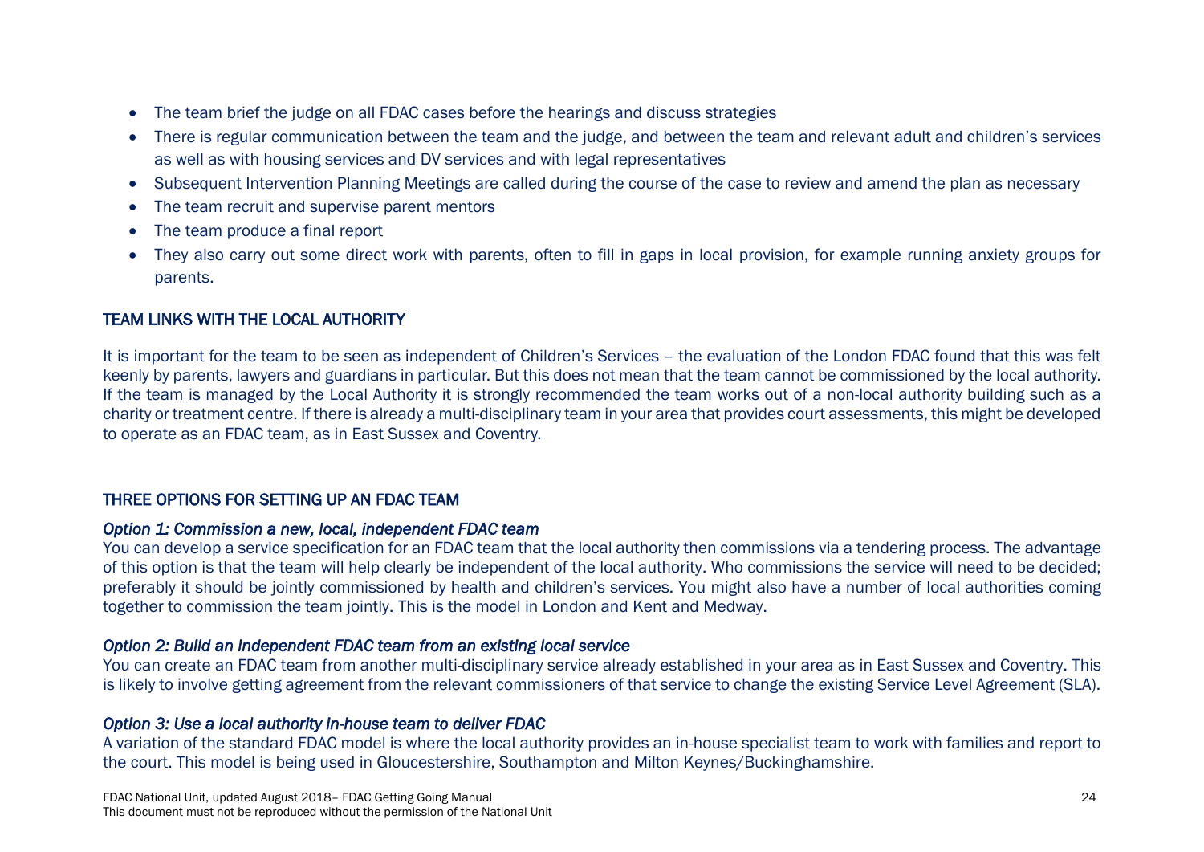- The team brief the judge on all FDAC cases before the hearings and discuss strategies
- There is regular communication between the team and the judge, and between the team and relevant adult and children's services as well as with housing services and DV services and with legal representatives
- Subsequent Intervention Planning Meetings are called during the course of the case to review and amend the plan as necessary
- The team recruit and supervise parent mentors
- The team produce a final report
- They also carry out some direct work with parents, often to fill in gaps in local provision, for example running anxiety groups for parents.

## TEAM LINKS WITH THE LOCAL AUTHORITY

It is important for the team to be seen as independent of Children's Services – the evaluation of the London FDAC found that this was felt keenly by parents, lawyers and guardians in particular. But this does not mean that the team cannot be commissioned by the local authority. If the team is managed by the Local Authority it is strongly recommended the team works out of a non-local authority building such as a charity or treatment centre. If there is already a multi-disciplinary team in your area that provides court assessments, this might be developed to operate as an FDAC team, as in East Sussex and Coventry.

## THREE OPTIONS FOR SETTING UP AN FDAC TEAM

*Option 1: Commission a new, local, independent FDAC team*

You can develop a service specification for an FDAC team that the local authority then commissions via a tendering process. The advantage of this option is that the team will help clearly be independent of the local authority. Who commissions the service will need to be decided; preferably it should be jointly commissioned by health and children's services. You might also have a number of local authorities coming together to commission the team jointly. This is the model in London and Kent and Medway.

*Option 2: Build an independent FDAC team from an existing local service*

You can create an FDAC team from another multi-disciplinary service already established in your area as in East Sussex and Coventry. This is likely to involve getting agreement from the relevant commissioners of that service to change the existing Service Level Agreement (SLA).

*Option 3: Use a local authority in-house team to deliver FDAC*

A variation of the standard FDAC model is where the local authority provides an in-house specialist team to work with families and report to the court. This model is being used in Gloucestershire, Southampton and Milton Keynes/Buckinghamshire.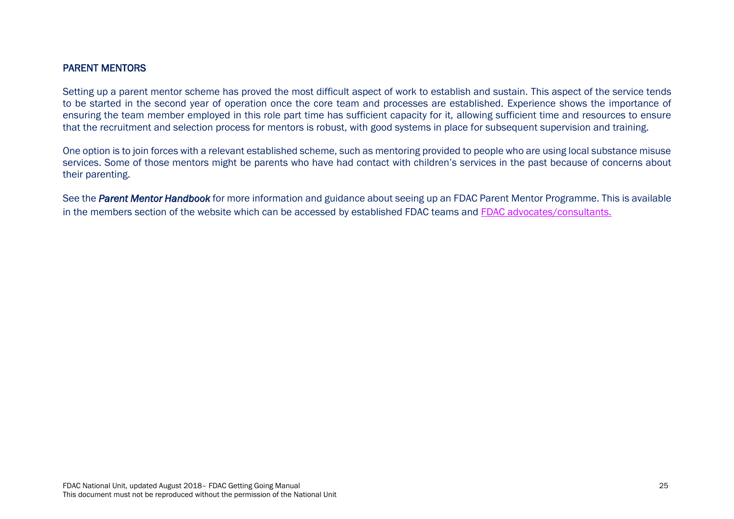## PARENT MENTORS

Setting up a parent mentor scheme has proved the most difficult aspect of work to establish and sustain. This aspect of the service tends to be started in the second year of operation once the core team and processes are established. Experience shows the importance of ensuring the team member employed in this role part time has sufficient capacity for it, allowing sufficient time and resources to ensure that the recruitment and selection process for mentors is robust, with good systems in place for subsequent supervision and training.

One option is to join forces with a relevant established scheme, such as mentoring provided to people who are using local substance misuse services. Some of those mentors might be parents who have had contact with children's services in the past because of concerns about their parenting.

See the ***Parent Mentor Handbook*** for more information and guidance about seeing up an FDAC Parent Mentor Programme. This is available in the members section of the website which can be accessed by established FDAC teams and FDAC advocates/consultants.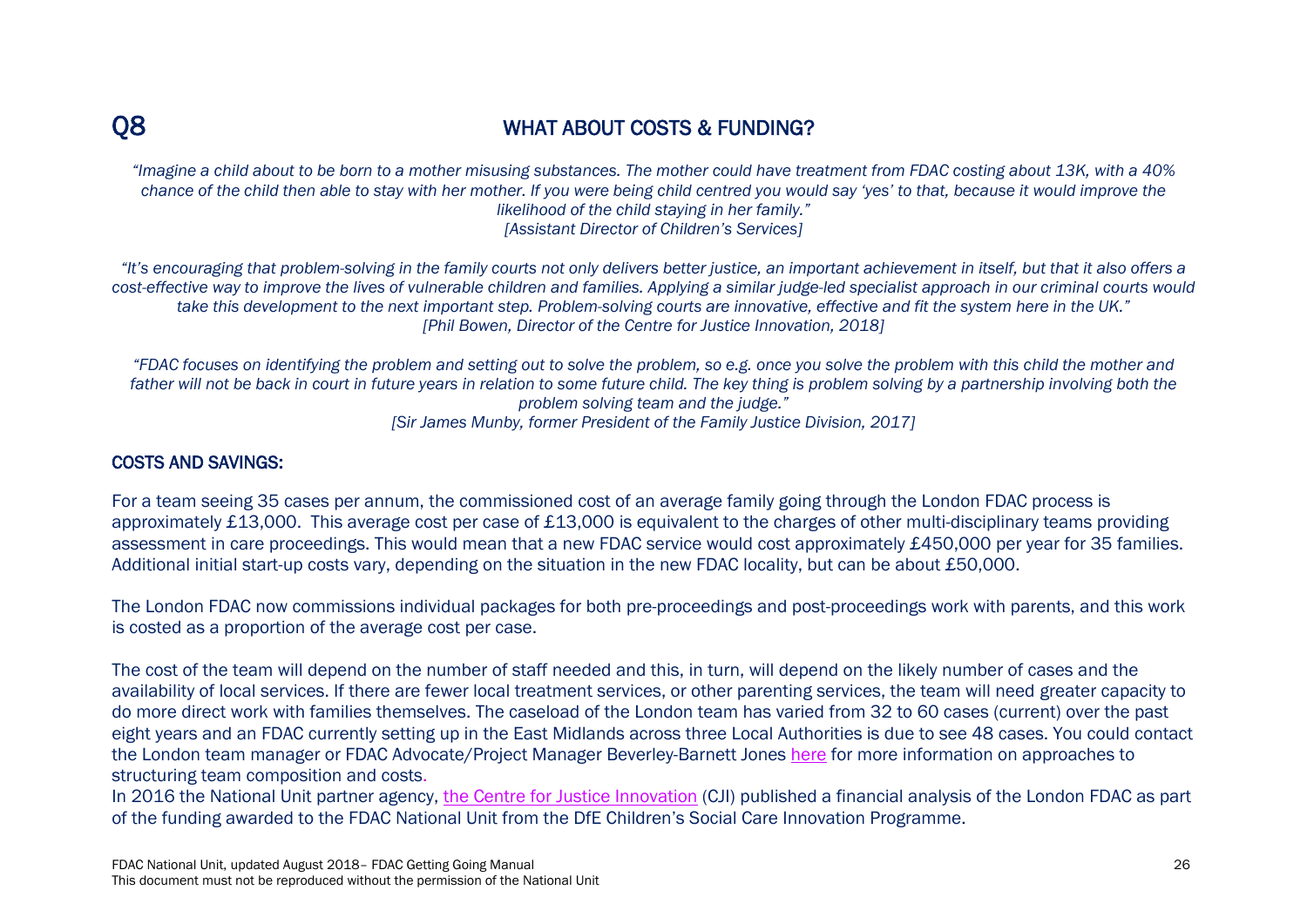# Q8 WHAT ABOUT COSTS & FUNDING?

*"Imagine a child about to be born to a mother misusing substances. The mother could have treatment from FDAC costing about 13K, with a 40% chance of the child then able to stay with her mother. If you were being child centred you would say 'yes' to that, because it would improve the likelihood of the child staying in her family."*
*[Assistant Director of Children's Services]*

*"It's encouraging that problem-solving in the family courts not only delivers better justice, an important achievement in itself, but that it also offers a cost-effective way to improve the lives of vulnerable children and families. Applying a similar judge-led specialist approach in our criminal courts would take this development to the next important step. Problem-solving courts are innovative, effective and fit the system here in the UK."*
*[Phil Bowen, Director of the Centre for Justice Innovation, 2018]*

*"FDAC focuses on identifying the problem and setting out to solve the problem, so e.g. once you solve the problem with this child the mother and father will not be back in court in future years in relation to some future child. The key thing is problem solving by a partnership involving both the problem solving team and the judge."*
*[Sir James Munby, former President of the Family Justice Division, 2017]*

## COSTS AND SAVINGS:

For a team seeing 35 cases per annum, the commissioned cost of an average family going through the London FDAC process is approximately £13,000. This average cost per case of £13,000 is equivalent to the charges of other multi-disciplinary teams providing assessment in care proceedings. This would mean that a new FDAC service would cost approximately £450,000 per year for 35 families. Additional initial start-up costs vary, depending on the situation in the new FDAC locality, but can be about £50,000.

The London FDAC now commissions individual packages for both pre-proceedings and post-proceedings work with parents, and this work is costed as a proportion of the average cost per case.

The cost of the team will depend on the number of staff needed and this, in turn, will depend on the likely number of cases and the availability of local services. If there are fewer local treatment services, or other parenting services, the team will need greater capacity to do more direct work with families themselves. The caseload of the London team has varied from 32 to 60 cases (current) over the past eight years and an FDAC currently setting up in the East Midlands across three Local Authorities is due to see 48 cases. You could contact the London team manager or FDAC Advocate/Project Manager Beverley-Barnett Jones here for more information on approaches to structuring team composition and costs.

In 2016 the National Unit partner agency, the Centre for Justice Innovation (CJI) published a financial analysis of the London FDAC as part of the funding awarded to the FDAC National Unit from the DfE Children's Social Care Innovation Programme.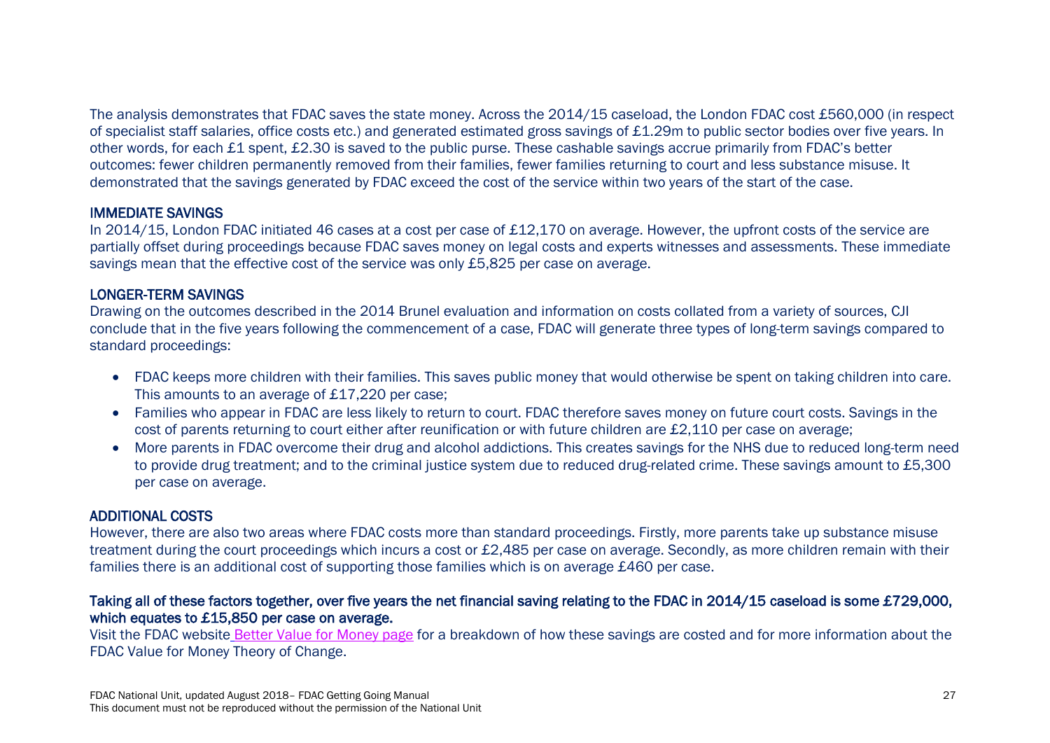The analysis demonstrates that FDAC saves the state money. Across the 2014/15 caseload, the London FDAC cost £560,000 (in respect of specialist staff salaries, office costs etc.) and generated estimated gross savings of £1.29m to public sector bodies over five years. In other words, for each £1 spent, £2.30 is saved to the public purse. These cashable savings accrue primarily from FDAC's better outcomes: fewer children permanently removed from their families, fewer families returning to court and less substance misuse. It demonstrated that the savings generated by FDAC exceed the cost of the service within two years of the start of the case.

### IMMEDIATE SAVINGS

In 2014/15, London FDAC initiated 46 cases at a cost per case of £12,170 on average. However, the upfront costs of the service are partially offset during proceedings because FDAC saves money on legal costs and experts witnesses and assessments. These immediate savings mean that the effective cost of the service was only £5,825 per case on average.

### LONGER-TERM SAVINGS

Drawing on the outcomes described in the 2014 Brunel evaluation and information on costs collated from a variety of sources, CJI conclude that in the five years following the commencement of a case, FDAC will generate three types of long-term savings compared to standard proceedings:

- FDAC keeps more children with their families. This saves public money that would otherwise be spent on taking children into care. This amounts to an average of £17,220 per case;
- Families who appear in FDAC are less likely to return to court. FDAC therefore saves money on future court costs. Savings in the cost of parents returning to court either after reunification or with future children are £2,110 per case on average;
- More parents in FDAC overcome their drug and alcohol addictions. This creates savings for the NHS due to reduced long-term need to provide drug treatment; and to the criminal justice system due to reduced drug-related crime. These savings amount to £5,300 per case on average.

### ADDITIONAL COSTS

However, there are also two areas where FDAC costs more than standard proceedings. Firstly, more parents take up substance misuse treatment during the court proceedings which incurs a cost or £2,485 per case on average. Secondly, as more children remain with their families there is an additional cost of supporting those families which is on average £460 per case.

**Taking all of these factors together, over five years the net financial saving relating to the FDAC in 2014/15 caseload is some £729,000, which equates to £15,850 per case on average.**

Visit the FDAC website Better Value for Money page for a breakdown of how these savings are costed and for more information about the FDAC Value for Money Theory of Change.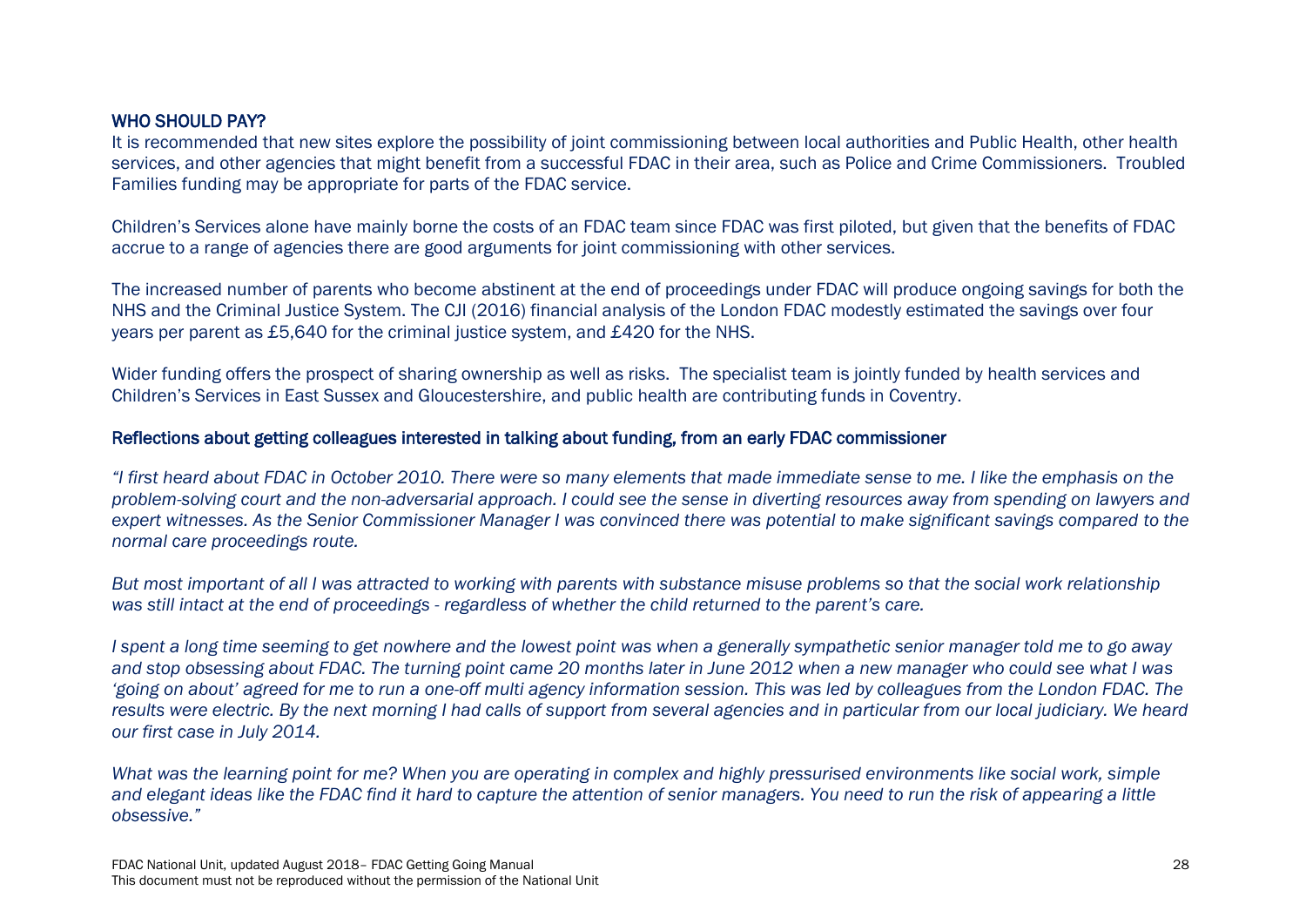## WHO SHOULD PAY?

It is recommended that new sites explore the possibility of joint commissioning between local authorities and Public Health, other health services, and other agencies that might benefit from a successful FDAC in their area, such as Police and Crime Commissioners. Troubled Families funding may be appropriate for parts of the FDAC service.

Children's Services alone have mainly borne the costs of an FDAC team since FDAC was first piloted, but given that the benefits of FDAC accrue to a range of agencies there are good arguments for joint commissioning with other services.

The increased number of parents who become abstinent at the end of proceedings under FDAC will produce ongoing savings for both the NHS and the Criminal Justice System. The CJI (2016) financial analysis of the London FDAC modestly estimated the savings over four years per parent as £5,640 for the criminal justice system, and £420 for the NHS.

Wider funding offers the prospect of sharing ownership as well as risks. The specialist team is jointly funded by health services and Children's Services in East Sussex and Gloucestershire, and public health are contributing funds in Coventry.

### Reflections about getting colleagues interested in talking about funding, from an early FDAC commissioner

*"I first heard about FDAC in October 2010. There were so many elements that made immediate sense to me. I like the emphasis on the problem-solving court and the non-adversarial approach. I could see the sense in diverting resources away from spending on lawyers and expert witnesses. As the Senior Commissioner Manager I was convinced there was potential to make significant savings compared to the normal care proceedings route.*

*But most important of all I was attracted to working with parents with substance misuse problems so that the social work relationship was still intact at the end of proceedings - regardless of whether the child returned to the parent's care.*

*I spent a long time seeming to get nowhere and the lowest point was when a generally sympathetic senior manager told me to go away and stop obsessing about FDAC. The turning point came 20 months later in June 2012 when a new manager who could see what I was 'going on about' agreed for me to run a one-off multi agency information session. This was led by colleagues from the London FDAC. The results were electric. By the next morning I had calls of support from several agencies and in particular from our local judiciary. We heard our first case in July 2014.*

*What was the learning point for me? When you are operating in complex and highly pressurised environments like social work, simple and elegant ideas like the FDAC find it hard to capture the attention of senior managers. You need to run the risk of appearing a little obsessive."*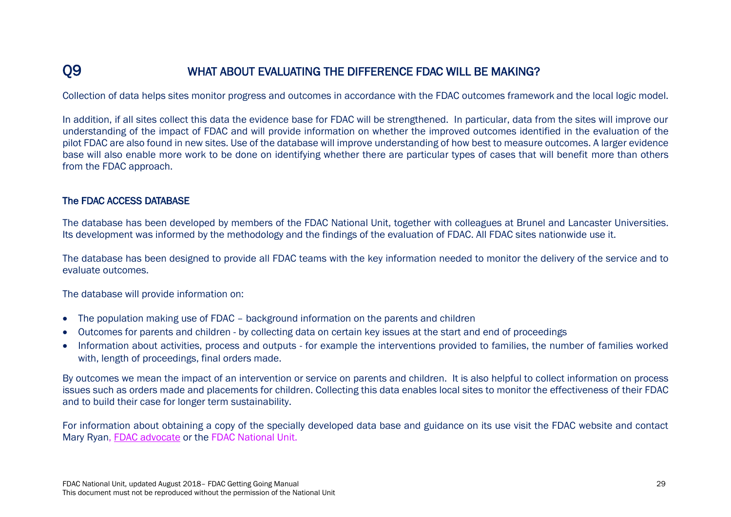## Q9 WHAT ABOUT EVALUATING THE DIFFERENCE FDAC WILL BE MAKING?

Collection of data helps sites monitor progress and outcomes in accordance with the FDAC outcomes framework and the local logic model.

In addition, if all sites collect this data the evidence base for FDAC will be strengthened. In particular, data from the sites will improve our understanding of the impact of FDAC and will provide information on whether the improved outcomes identified in the evaluation of the pilot FDAC are also found in new sites. Use of the database will improve understanding of how best to measure outcomes. A larger evidence base will also enable more work to be done on identifying whether there are particular types of cases that will benefit more than others from the FDAC approach.

### The FDAC ACCESS DATABASE

The database has been developed by members of the FDAC National Unit, together with colleagues at Brunel and Lancaster Universities. Its development was informed by the methodology and the findings of the evaluation of FDAC. All FDAC sites nationwide use it.

The database has been designed to provide all FDAC teams with the key information needed to monitor the delivery of the service and to evaluate outcomes.

The database will provide information on:

- The population making use of FDAC – background information on the parents and children
- Outcomes for parents and children - by collecting data on certain key issues at the start and end of proceedings
- Information about activities, process and outputs - for example the interventions provided to families, the number of families worked with, length of proceedings, final orders made.

By outcomes we mean the impact of an intervention or service on parents and children. It is also helpful to collect information on process issues such as orders made and placements for children. Collecting this data enables local sites to monitor the effectiveness of their FDAC and to build their case for longer term sustainability.

For information about obtaining a copy of the specially developed data base and guidance on its use visit the FDAC website and contact Mary Ryan, FDAC advocate or the FDAC National Unit.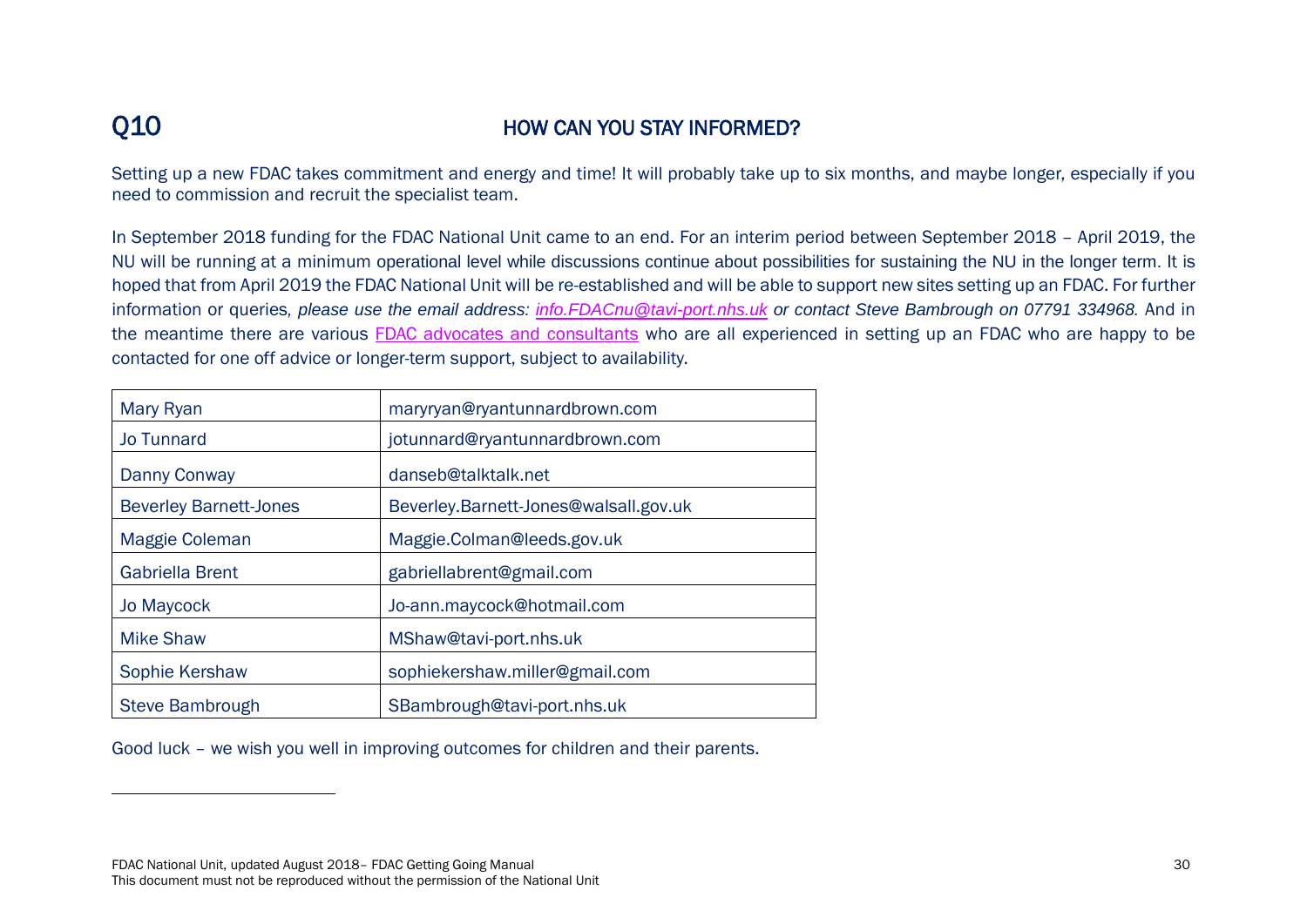## Q10 HOW CAN YOU STAY INFORMED?

Setting up a new FDAC takes commitment and energy and time! It will probably take up to six months, and maybe longer, especially if you need to commission and recruit the specialist team.

In September 2018 funding for the FDAC National Unit came to an end. For an interim period between September 2018 – April 2019, the NU will be running at a minimum operational level while discussions continue about possibilities for sustaining the NU in the longer term. It is hoped that from April 2019 the FDAC National Unit will be re-established and will be able to support new sites setting up an FDAC. For further information or queries, *please use the email address: info.FDACnu@tavi-port.nhs.uk or contact Steve Bambrough on 07791 334968.* And in the meantime there are various FDAC advocates and consultants who are all experienced in setting up an FDAC who are happy to be contacted for one off advice or longer-term support, subject to availability.

| Name | Email |
|---|---|
| Mary Ryan | maryryan@ryantunnardbrown.com |
| Jo Tunnard | jotunnard@ryantunnardbrown.com |
| Danny Conway | danseb@talktalk.net |
| Beverley Barnett-Jones | Beverley.Barnett-Jones@walsall.gov.uk |
| Maggie Coleman | Maggie.Colman@leeds.gov.uk |
| Gabriella Brent | gabriellabrent@gmail.com |
| Jo Maycock | Jo-ann.maycock@hotmail.com |
| Mike Shaw | MShaw@tavi-port.nhs.uk |
| Sophie Kershaw | sophiekershaw.miller@gmail.com |
| Steve Bambrough | SBambrough@tavi-port.nhs.uk |

Good luck – we wish you well in improving outcomes for children and their parents.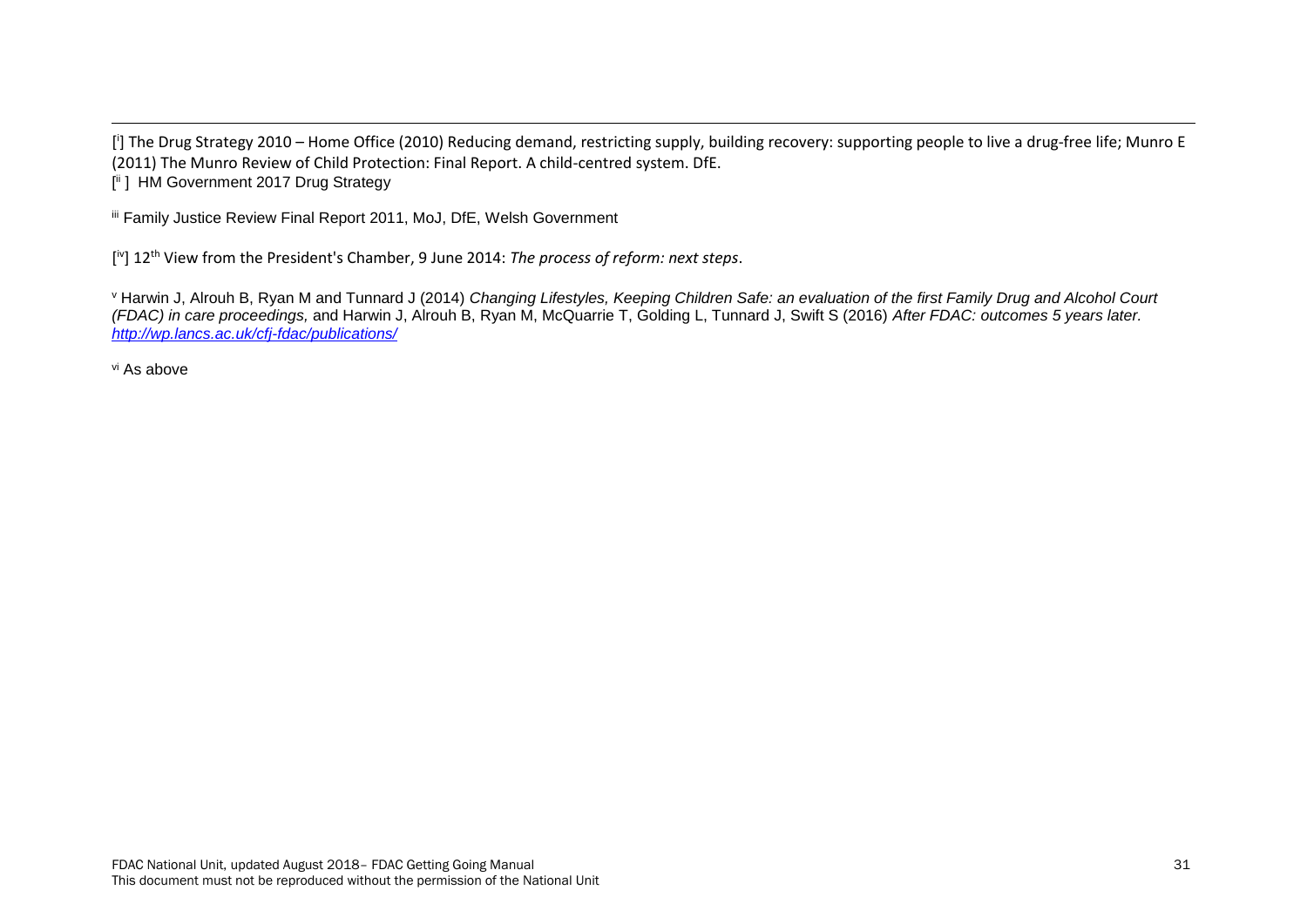[i] The Drug Strategy 2010 – Home Office (2010) Reducing demand, restricting supply, building recovery: supporting people to live a drug-free life; Munro E (2011) The Munro Review of Child Protection: Final Report. A child-centred system. DfE.

[ii] HM Government 2017 Drug Strategy

[iii] Family Justice Review Final Report 2011, MoJ, DfE, Welsh Government

[iv] 12th View from the President's Chamber, 9 June 2014: *The process of reform: next steps*.

[v] Harwin J, Alrouh B, Ryan M and Tunnard J (2014) *Changing Lifestyles, Keeping Children Safe: an evaluation of the first Family Drug and Alcohol Court (FDAC) in care proceedings,* and Harwin J, Alrouh B, Ryan M, McQuarrie T, Golding L, Tunnard J, Swift S (2016) *After FDAC: outcomes 5 years later.* *http://wp.lancs.ac.uk/cfj-fdac/publications/*

[vi] As above